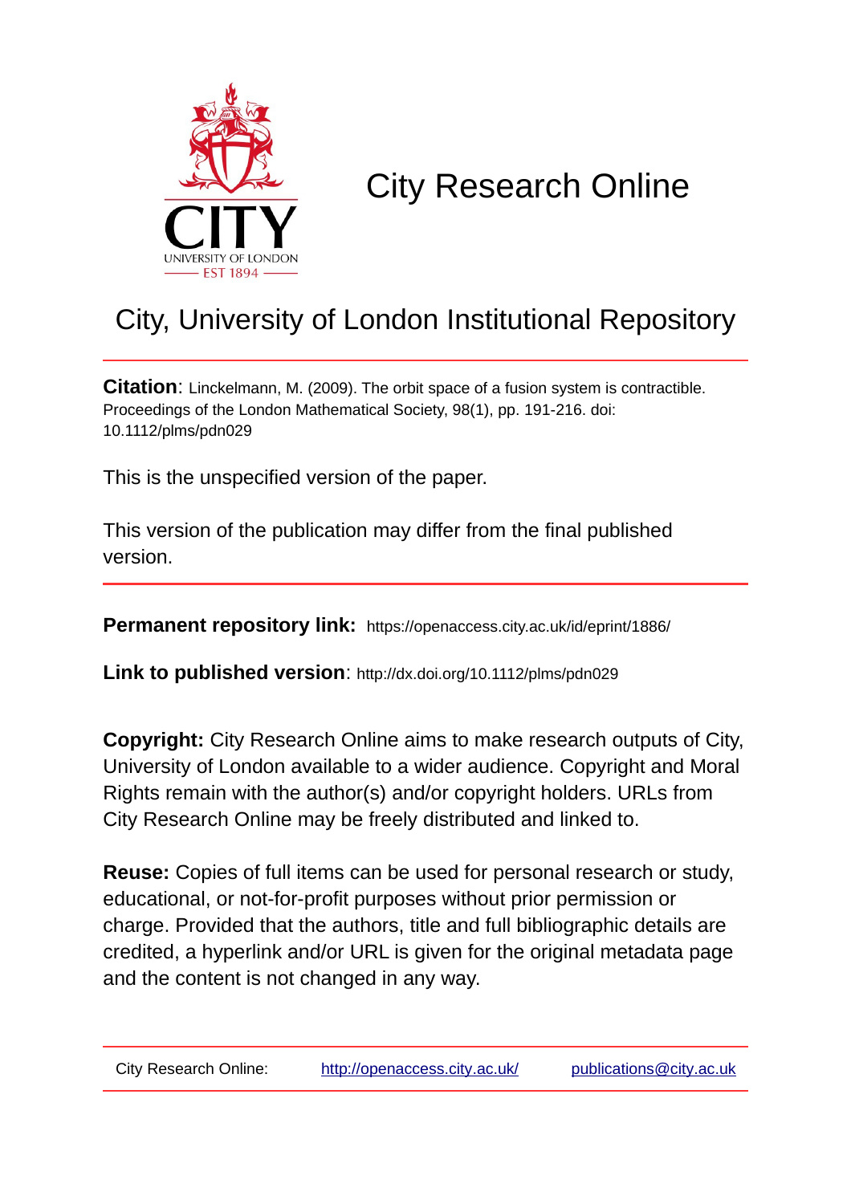# City Research Online

## City, University of London Institutional Repository

**Citation**: Linckelmann, M. (2009). The orbit space of a fusion system is contractible. Proceedings of the London Mathematical Society, 98(1), pp. 191-216. doi: 10.1112/plms/pdn029

This is the unspecified version of the paper.

This version of the publication may differ from the final published version.

**Permanent repository link:** https://openaccess.city.ac.uk/id/eprint/1886/

**Link to published version**: http://dx.doi.org/10.1112/plms/pdn029

**Copyright:** City Research Online aims to make research outputs of City, University of London available to a wider audience. Copyright and Moral Rights remain with the author(s) and/or copyright holders. URLs from City Research Online may be freely distributed and linked to.

**Reuse:** Copies of full items can be used for personal research or study, educational, or not-for-profit purposes without prior permission or charge. Provided that the authors, title and full bibliographic details are credited, a hyperlink and/or URL is given for the original metadata page and the content is not changed in any way.

City Research Online: http://openaccess.city.ac.uk/ publications@city.ac.uk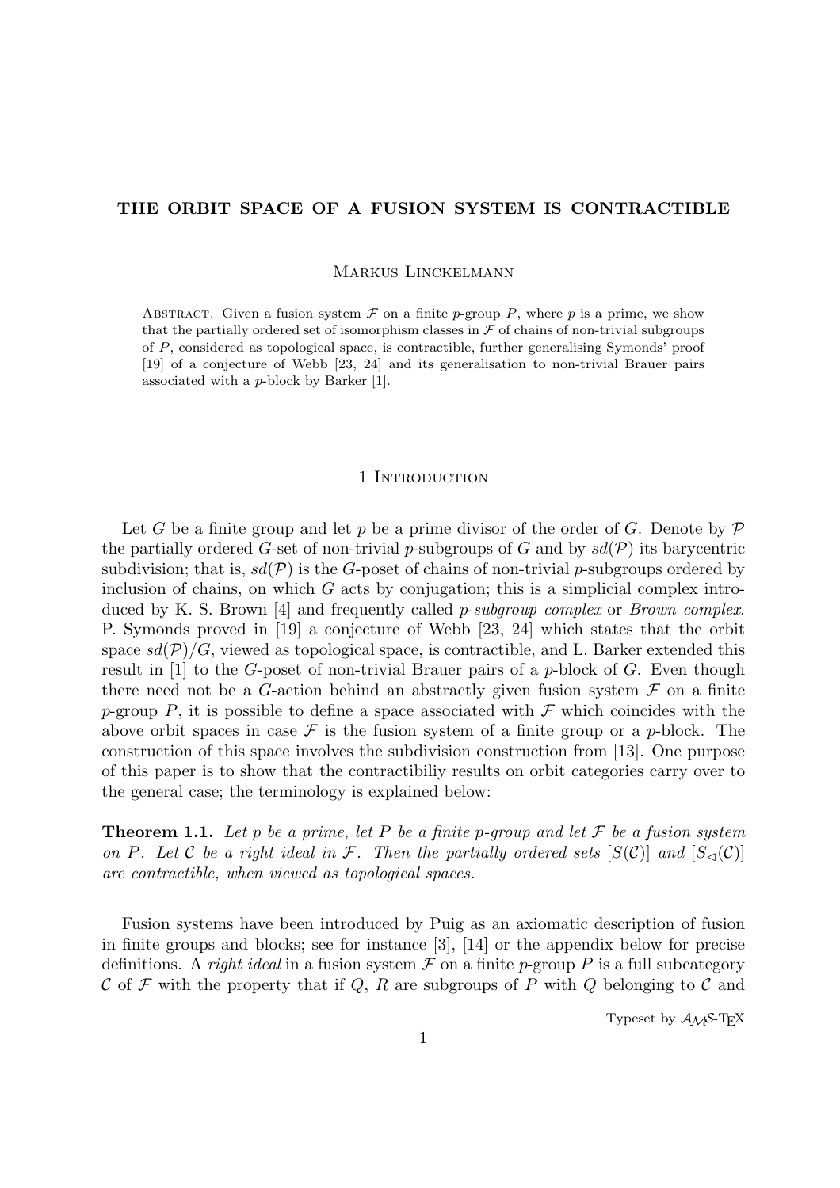**THE ORBIT SPACE OF A FUSION SYSTEM IS CONTRACTIBLE**

Markus Linckelmann

Abstract. Given a fusion system $\mathcal{F}$ on a finite $p$-group $P$, where $p$ is a prime, we show that the partially ordered set of isomorphism classes in $\mathcal{F}$ of chains of non-trivial subgroups of $P$, considered as topological space, is contractible, further generalising Symonds' proof [19] of a conjecture of Webb [23, 24] and its generalisation to non-trivial Brauer pairs associated with a $p$-block by Barker [1].

## 1 Introduction

Let $G$ be a finite group and let $p$ be a prime divisor of the order of $G$. Denote by $\mathcal{P}$ the partially ordered $G$-set of non-trivial $p$-subgroups of $G$ and by $sd(\mathcal{P})$ its barycentric subdivision; that is, $sd(\mathcal{P})$ is the $G$-poset of chains of non-trivial $p$-subgroups ordered by inclusion of chains, on which $G$ acts by conjugation; this is a simplicial complex introduced by K. S. Brown [4] and frequently called *p-subgroup complex* or *Brown complex*. P. Symonds proved in [19] a conjecture of Webb [23, 24] which states that the orbit space $sd(\mathcal{P})/G$, viewed as topological space, is contractible, and L. Barker extended this result in [1] to the $G$-poset of non-trivial Brauer pairs of a $p$-block of $G$. Even though there need not be a $G$-action behind an abstractly given fusion system $\mathcal{F}$ on a finite $p$-group $P$, it is possible to define a space associated with $\mathcal{F}$ which coincides with the above orbit spaces in case $\mathcal{F}$ is the fusion system of a finite group or a $p$-block. The construction of this space involves the subdivision construction from [13]. One purpose of this paper is to show that the contractibiliy results on orbit categories carry over to the general case; the terminology is explained below:

**Theorem 1.1.** *Let $p$ be a prime, let $P$ be a finite $p$-group and let $\mathcal{F}$ be a fusion system on $P$. Let $\mathcal{C}$ be a right ideal in $\mathcal{F}$. Then the partially ordered sets $[S(\mathcal{C})]$ and $[S_{\lhd}(\mathcal{C})]$ are contractible, when viewed as topological spaces.*

Fusion systems have been introduced by Puig as an axiomatic description of fusion in finite groups and blocks; see for instance [3], [14] or the appendix below for precise definitions. A *right ideal* in a fusion system $\mathcal{F}$ on a finite $p$-group $P$ is a full subcategory $\mathcal{C}$ of $\mathcal{F}$ with the property that if $Q$, $R$ are subgroups of $P$ with $Q$ belonging to $\mathcal{C}$ and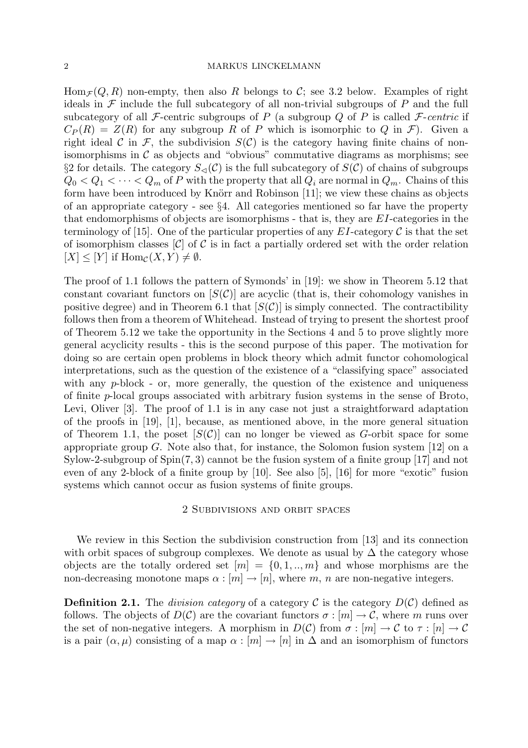$\mathrm{Hom}_{\mathcal{F}}(Q, R)$ non-empty, then also $R$ belongs to $\mathcal{C}$; see 3.2 below. Examples of right ideals in $\mathcal{F}$ include the full subcategory of all non-trivial subgroups of $P$ and the full subcategory of all $\mathcal{F}$-centric subgroups of $P$ (a subgroup $Q$ of $P$ is called *$\mathcal{F}$-centric* if $C_P(R) = Z(R)$ for any subgroup $R$ of $P$ which is isomorphic to $Q$ in $\mathcal{F}$). Given a right ideal $\mathcal{C}$ in $\mathcal{F}$, the subdivision $S(\mathcal{C})$ is the category having finite chains of non-isomorphisms in $\mathcal{C}$ as objects and "obvious" commutative diagrams as morphisms; see §2 for details. The category $S_{\lhd}(\mathcal{C})$ is the full subcategory of $S(\mathcal{C})$ of chains of subgroups $Q_0 < Q_1 < \cdots < Q_m$ of $P$ with the property that all $Q_i$ are normal in $Q_m$. Chains of this form have been introduced by Knörr and Robinson [11]; we view these chains as objects of an appropriate category - see §4. All categories mentioned so far have the property that endomorphisms of objects are isomorphisms - that is, they are *EI*-categories in the terminology of [15]. One of the particular properties of any *EI*-category $\mathcal{C}$ is that the set of isomorphism classes $[\mathcal{C}]$ of $\mathcal{C}$ is in fact a partially ordered set with the order relation $[X] \leq [Y]$ if $\mathrm{Hom}_{\mathcal{C}}(X, Y) \neq \emptyset$.

The proof of 1.1 follows the pattern of Symonds' in [19]: we show in Theorem 5.12 that constant covariant functors on $[S(\mathcal{C})]$ are acyclic (that is, their cohomology vanishes in positive degree) and in Theorem 6.1 that $[S(\mathcal{C})]$ is simply connected. The contractibility follows then from a theorem of Whitehead. Instead of trying to present the shortest proof of Theorem 5.12 we take the opportunity in the Sections 4 and 5 to prove slightly more general acyclicity results - this is the second purpose of this paper. The motivation for doing so are certain open problems in block theory which admit functor cohomological interpretations, such as the question of the existence of a "classifying space" associated with any $p$-block - or, more generally, the question of the existence and uniqueness of finite $p$-local groups associated with arbitrary fusion systems in the sense of Broto, Levi, Oliver [3]. The proof of 1.1 is in any case not just a straightforward adaptation of the proofs in [19], [1], because, as mentioned above, in the more general situation of Theorem 1.1, the poset $[S(\mathcal{C})]$ can no longer be viewed as $G$-orbit space for some appropriate group $G$. Note also that, for instance, the Solomon fusion system [12] on a Sylow-2-subgroup of $\mathrm{Spin}(7, 3)$ cannot be the fusion system of a finite group [17] and not even of any 2-block of a finite group by [10]. See also [5], [16] for more "exotic" fusion systems which cannot occur as fusion systems of finite groups.

## 2 Subdivisions and orbit spaces

We review in this Section the subdivision construction from [13] and its connection with orbit spaces of subgroup complexes. We denote as usual by $\Delta$ the category whose objects are the totally ordered set $[m] = \{0, 1, .., m\}$ and whose morphisms are the non-decreasing monotone maps $\alpha : [m] \to [n]$, where $m$, $n$ are non-negative integers.

**Definition 2.1.** The *division category* of a category $\mathcal{C}$ is the category $D(\mathcal{C})$ defined as follows. The objects of $D(\mathcal{C})$ are the covariant functors $\sigma : [m] \to \mathcal{C}$, where $m$ runs over the set of non-negative integers. A morphism in $D(\mathcal{C})$ from $\sigma : [m] \to \mathcal{C}$ to $\tau : [n] \to \mathcal{C}$ is a pair $(\alpha, \mu)$ consisting of a map $\alpha : [m] \to [n]$ in $\Delta$ and an isomorphism of functors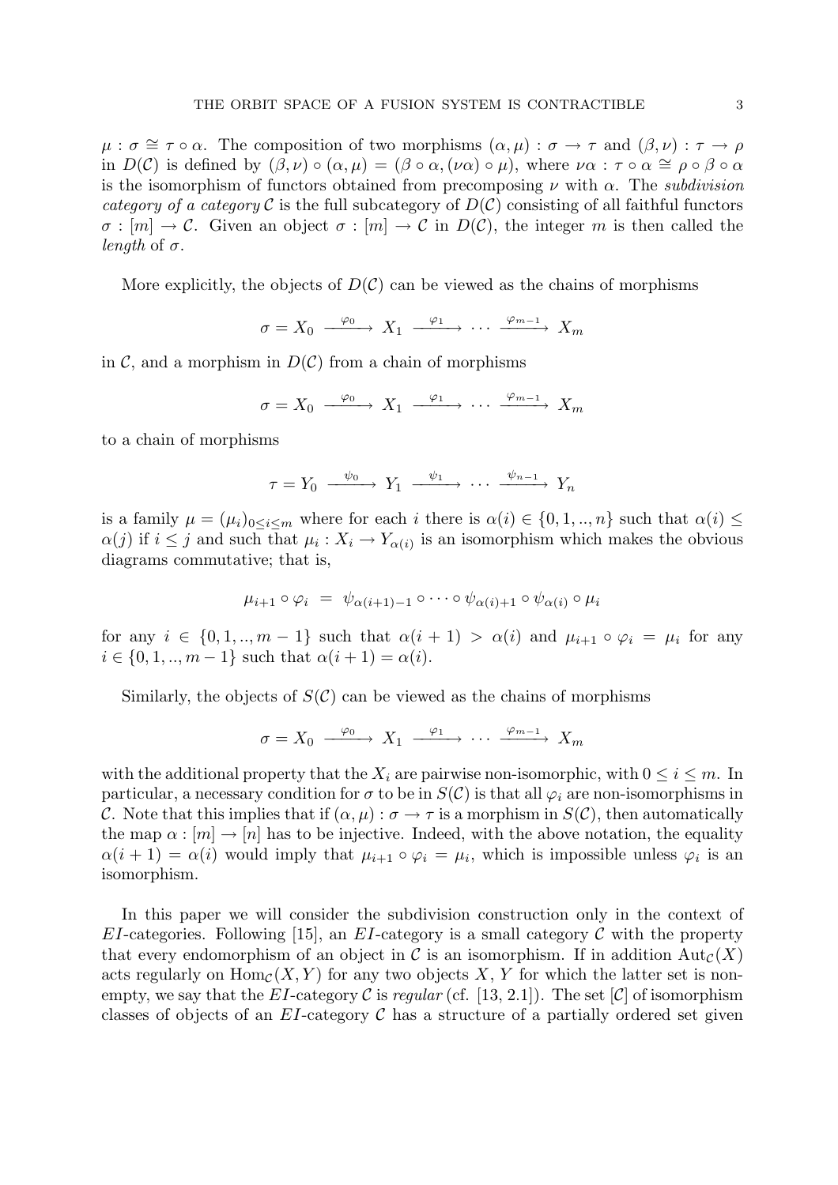$\mu : \sigma \cong \tau \circ \alpha$. The composition of two morphisms $(\alpha, \mu) : \sigma \to \tau$ and $(\beta, \nu) : \tau \to \rho$ in $D(\mathcal{C})$ is defined by $(\beta, \nu) \circ (\alpha, \mu) = (\beta \circ \alpha, (\nu\alpha) \circ \mu)$, where $\nu\alpha : \tau \circ \alpha \cong \rho \circ \beta \circ \alpha$ is the isomorphism of functors obtained from precomposing $\nu$ with $\alpha$. The *subdivision category of a category* $\mathcal{C}$ is the full subcategory of $D(\mathcal{C})$ consisting of all faithful functors $\sigma : [m] \to \mathcal{C}$. Given an object $\sigma : [m] \to \mathcal{C}$ in $D(\mathcal{C})$, the integer $m$ is then called the *length* of $\sigma$.

More explicitly, the objects of $D(\mathcal{C})$ can be viewed as the chains of morphisms

$$\sigma = X_0 \xrightarrow{\varphi_0} X_1 \xrightarrow{\varphi_1} \cdots \xrightarrow{\varphi_{m-1}} X_m$$

in $\mathcal{C}$, and a morphism in $D(\mathcal{C})$ from a chain of morphisms

$$\sigma = X_0 \xrightarrow{\varphi_0} X_1 \xrightarrow{\varphi_1} \cdots \xrightarrow{\varphi_{m-1}} X_m$$

to a chain of morphisms

$$\tau = Y_0 \xrightarrow{\psi_0} Y_1 \xrightarrow{\psi_1} \cdots \xrightarrow{\psi_{n-1}} Y_n$$

is a family $\mu = (\mu_i)_{0 \le i \le m}$ where for each $i$ there is $\alpha(i) \in \{0, 1, .., n\}$ such that $\alpha(i) \le \alpha(j)$ if $i \le j$ and such that $\mu_i : X_i \to Y_{\alpha(i)}$ is an isomorphism which makes the obvious diagrams commutative; that is,

$$\mu_{i+1} \circ \varphi_i \;=\; \psi_{\alpha(i+1)-1} \circ \cdots \circ \psi_{\alpha(i)+1} \circ \psi_{\alpha(i)} \circ \mu_i$$

for any $i \in \{0, 1, .., m-1\}$ such that $\alpha(i+1) > \alpha(i)$ and $\mu_{i+1} \circ \varphi_i = \mu_i$ for any $i \in \{0, 1, .., m-1\}$ such that $\alpha(i+1) = \alpha(i)$.

Similarly, the objects of $S(\mathcal{C})$ can be viewed as the chains of morphisms

$$\sigma = X_0 \xrightarrow{\varphi_0} X_1 \xrightarrow{\varphi_1} \cdots \xrightarrow{\varphi_{m-1}} X_m$$

with the additional property that the $X_i$ are pairwise non-isomorphic, with $0 \le i \le m$. In particular, a necessary condition for $\sigma$ to be in $S(\mathcal{C})$ is that all $\varphi_i$ are non-isomorphisms in $\mathcal{C}$. Note that this implies that if $(\alpha, \mu) : \sigma \to \tau$ is a morphism in $S(\mathcal{C})$, then automatically the map $\alpha : [m] \to [n]$ has to be injective. Indeed, with the above notation, the equality $\alpha(i+1) = \alpha(i)$ would imply that $\mu_{i+1} \circ \varphi_i = \mu_i$, which is impossible unless $\varphi_i$ is an isomorphism.

In this paper we will consider the subdivision construction only in the context of $EI$-categories. Following [15], an $EI$-category is a small category $\mathcal{C}$ with the property that every endomorphism of an object in $\mathcal{C}$ is an isomorphism. If in addition $\mathrm{Aut}_{\mathcal{C}}(X)$ acts regularly on $\mathrm{Hom}_{\mathcal{C}}(X, Y)$ for any two objects $X$, $Y$ for which the latter set is non-empty, we say that the $EI$-category $\mathcal{C}$ is *regular* (cf. [13, 2.1]). The set $[\mathcal{C}]$ of isomorphism classes of objects of an $EI$-category $\mathcal{C}$ has a structure of a partially ordered set given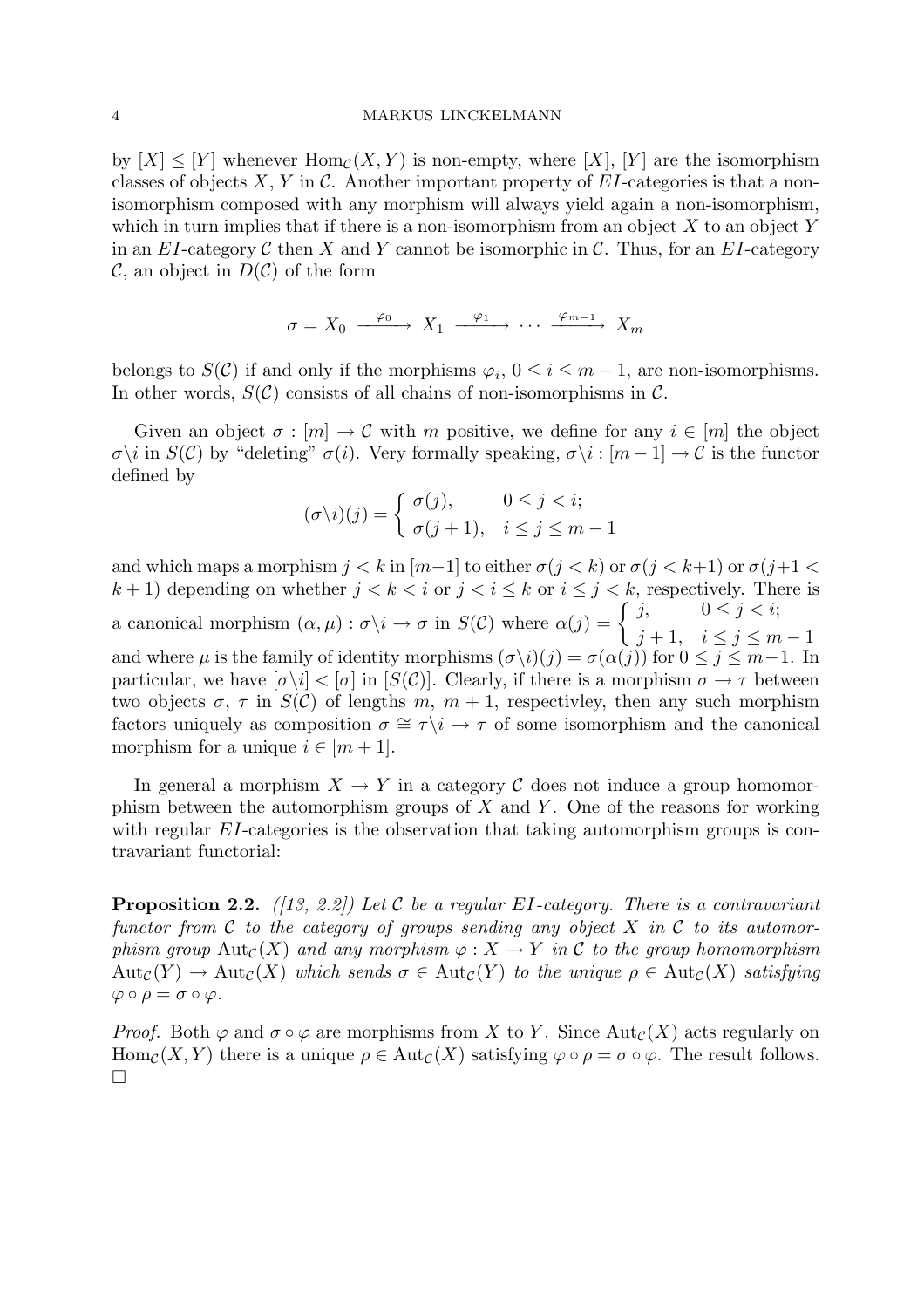by $[X] \leq [Y]$ whenever $\mathrm{Hom}_{\mathcal{C}}(X, Y)$ is non-empty, where $[X]$, $[Y]$ are the isomorphism classes of objects $X$, $Y$ in $\mathcal{C}$. Another important property of $EI$-categories is that a non-isomorphism composed with any morphism will always yield again a non-isomorphism, which in turn implies that if there is a non-isomorphism from an object $X$ to an object $Y$ in an $EI$-category $\mathcal{C}$ then $X$ and $Y$ cannot be isomorphic in $\mathcal{C}$. Thus, for an $EI$-category $\mathcal{C}$, an object in $D(\mathcal{C})$ of the form

$$\sigma = X_0 \xrightarrow{\varphi_0} X_1 \xrightarrow{\varphi_1} \cdots \xrightarrow{\varphi_{m-1}} X_m$$

belongs to $S(\mathcal{C})$ if and only if the morphisms $\varphi_i$, $0 \leq i \leq m-1$, are non-isomorphisms. In other words, $S(\mathcal{C})$ consists of all chains of non-isomorphisms in $\mathcal{C}$.

Given an object $\sigma : [m] \to \mathcal{C}$ with $m$ positive, we define for any $i \in [m]$ the object $\sigma\backslash i$ in $S(\mathcal{C})$ by "deleting" $\sigma(i)$. Very formally speaking, $\sigma\backslash i : [m-1] \to \mathcal{C}$ is the functor defined by

$$(\sigma\backslash i)(j) = \begin{cases} \sigma(j), & 0 \leq j < i; \\ \sigma(j+1), & i \leq j \leq m-1 \end{cases}$$

and which maps a morphism $j < k$ in $[m-1]$ to either $\sigma(j < k)$ or $\sigma(j < k+1)$ or $\sigma(j+1 < k+1)$ depending on whether $j < k < i$ or $j < i \leq k$ or $i \leq j < k$, respectively. There is a canonical morphism $(\alpha, \mu) : \sigma\backslash i \to \sigma$ in $S(\mathcal{C})$ where $\alpha(j) = \begin{cases} j, & 0 \leq j < i; \\ j+1, & i \leq j \leq m-1 \end{cases}$ and where $\mu$ is the family of identity morphisms $(\sigma\backslash i)(j) = \sigma(\alpha(j))$ for $0 \leq j \leq m-1$. In particular, we have $[\sigma\backslash i] < [\sigma]$ in $[S(\mathcal{C})]$. Clearly, if there is a morphism $\sigma \to \tau$ between two objects $\sigma$, $\tau$ in $S(\mathcal{C})$ of lengths $m$, $m+1$, respectivley, then any such morphism factors uniquely as composition $\sigma \cong \tau\backslash i \to \tau$ of some isomorphism and the canonical morphism for a unique $i \in [m+1]$.

In general a morphism $X \to Y$ in a category $\mathcal{C}$ does not induce a group homomorphism between the automorphism groups of $X$ and $Y$. One of the reasons for working with regular $EI$-categories is the observation that taking automorphism groups is contravariant functorial:

**Proposition 2.2.** *([13, 2.2]) Let $\mathcal{C}$ be a regular $EI$-category. There is a contravariant functor from $\mathcal{C}$ to the category of groups sending any object $X$ in $\mathcal{C}$ to its automorphism group $\mathrm{Aut}_{\mathcal{C}}(X)$ and any morphism $\varphi : X \to Y$ in $\mathcal{C}$ to the group homomorphism $\mathrm{Aut}_{\mathcal{C}}(Y) \to \mathrm{Aut}_{\mathcal{C}}(X)$ which sends $\sigma \in \mathrm{Aut}_{\mathcal{C}}(Y)$ to the unique $\rho \in \mathrm{Aut}_{\mathcal{C}}(X)$ satisfying $\varphi \circ \rho = \sigma \circ \varphi$.*

*Proof.* Both $\varphi$ and $\sigma \circ \varphi$ are morphisms from $X$ to $Y$. Since $\mathrm{Aut}_{\mathcal{C}}(X)$ acts regularly on $\mathrm{Hom}_{\mathcal{C}}(X, Y)$ there is a unique $\rho \in \mathrm{Aut}_{\mathcal{C}}(X)$ satisfying $\varphi \circ \rho = \sigma \circ \varphi$. The result follows. □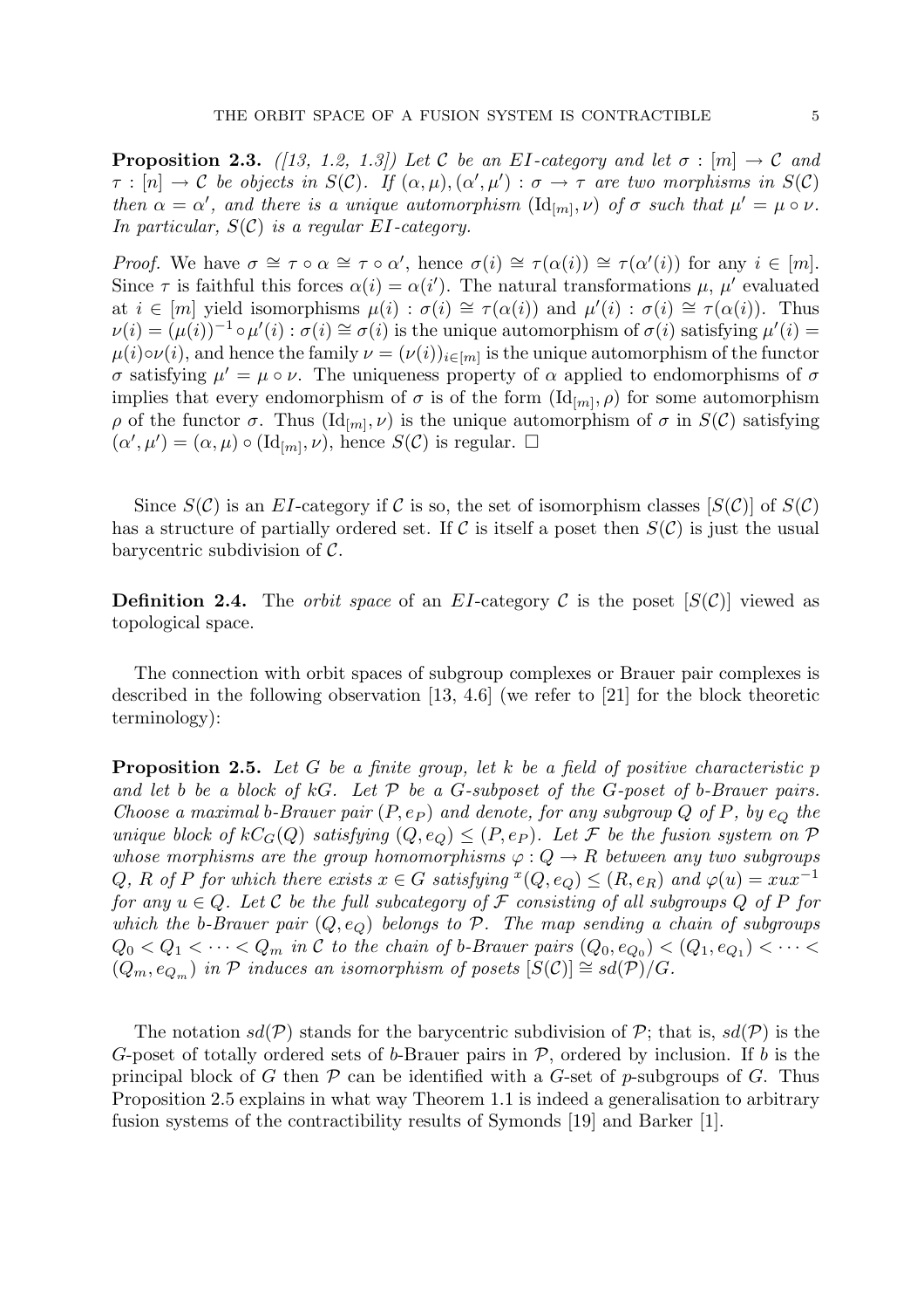**Proposition 2.3.** *([13, 1.2, 1.3]) Let $\mathcal{C}$ be an EI-category and let $\sigma : [m] \to \mathcal{C}$ and $\tau : [n] \to \mathcal{C}$ be objects in $S(\mathcal{C})$. If $(\alpha, \mu), (\alpha', \mu') : \sigma \to \tau$ are two morphisms in $S(\mathcal{C})$ then $\alpha = \alpha'$, and there is a unique automorphism $(\mathrm{Id}_{[m]}, \nu)$ of $\sigma$ such that $\mu' = \mu \circ \nu$. In particular, $S(\mathcal{C})$ is a regular EI-category.*

*Proof.* We have $\sigma \cong \tau \circ \alpha \cong \tau \circ \alpha'$, hence $\sigma(i) \cong \tau(\alpha(i)) \cong \tau(\alpha'(i))$ for any $i \in [m]$. Since $\tau$ is faithful this forces $\alpha(i) = \alpha(i')$. The natural transformations $\mu$, $\mu'$ evaluated at $i \in [m]$ yield isomorphisms $\mu(i) : \sigma(i) \cong \tau(\alpha(i))$ and $\mu'(i) : \sigma(i) \cong \tau(\alpha(i))$. Thus $\nu(i) = (\mu(i))^{-1} \circ \mu'(i) : \sigma(i) \cong \sigma(i)$ is the unique automorphism of $\sigma(i)$ satisfying $\mu'(i) = \mu(i) \circ \nu(i)$, and hence the family $\nu = (\nu(i))_{i \in [m]}$ is the unique automorphism of the functor $\sigma$ satisfying $\mu' = \mu \circ \nu$. The uniqueness property of $\alpha$ applied to endomorphisms of $\sigma$ implies that every endomorphism of $\sigma$ is of the form $(\mathrm{Id}_{[m]}, \rho)$ for some automorphism $\rho$ of the functor $\sigma$. Thus $(\mathrm{Id}_{[m]}, \nu)$ is the unique automorphism of $\sigma$ in $S(\mathcal{C})$ satisfying $(\alpha', \mu') = (\alpha, \mu) \circ (\mathrm{Id}_{[m]}, \nu)$, hence $S(\mathcal{C})$ is regular. $\square$

Since $S(\mathcal{C})$ is an $EI$-category if $\mathcal{C}$ is so, the set of isomorphism classes $[S(\mathcal{C})]$ of $S(\mathcal{C})$ has a structure of partially ordered set. If $\mathcal{C}$ is itself a poset then $S(\mathcal{C})$ is just the usual barycentric subdivision of $\mathcal{C}$.

**Definition 2.4.** The *orbit space* of an $EI$-category $\mathcal{C}$ is the poset $[S(\mathcal{C})]$ viewed as topological space.

The connection with orbit spaces of subgroup complexes or Brauer pair complexes is described in the following observation [13, 4.6] (we refer to [21] for the block theoretic terminology):

**Proposition 2.5.** *Let $G$ be a finite group, let $k$ be a field of positive characteristic $p$ and let $b$ be a block of $kG$. Let $\mathcal{P}$ be a $G$-subposet of the $G$-poset of $b$-Brauer pairs. Choose a maximal $b$-Brauer pair $(P, e_P)$ and denote, for any subgroup $Q$ of $P$, by $e_Q$ the unique block of $kC_G(Q)$ satisfying $(Q, e_Q) \leq (P, e_P)$. Let $\mathcal{F}$ be the fusion system on $\mathcal{P}$ whose morphisms are the group homomorphisms $\varphi : Q \to R$ between any two subgroups $Q$, $R$ of $P$ for which there exists $x \in G$ satisfying ${}^x(Q, e_Q) \leq (R, e_R)$ and $\varphi(u) = xux^{-1}$ for any $u \in Q$. Let $\mathcal{C}$ be the full subcategory of $\mathcal{F}$ consisting of all subgroups $Q$ of $P$ for which the $b$-Brauer pair $(Q, e_Q)$ belongs to $\mathcal{P}$. The map sending a chain of subgroups $Q_0 < Q_1 < \cdots < Q_m$ in $\mathcal{C}$ to the chain of $b$-Brauer pairs $(Q_0, e_{Q_0}) < (Q_1, e_{Q_1}) < \cdots < (Q_m, e_{Q_m})$ in $\mathcal{P}$ induces an isomorphism of posets $[S(\mathcal{C})] \cong sd(\mathcal{P})/G$.*

The notation $sd(\mathcal{P})$ stands for the barycentric subdivision of $\mathcal{P}$; that is, $sd(\mathcal{P})$ is the $G$-poset of totally ordered sets of $b$-Brauer pairs in $\mathcal{P}$, ordered by inclusion. If $b$ is the principal block of $G$ then $\mathcal{P}$ can be identified with a $G$-set of $p$-subgroups of $G$. Thus Proposition 2.5 explains in what way Theorem 1.1 is indeed a generalisation to arbitrary fusion systems of the contractibility results of Symonds [19] and Barker [1].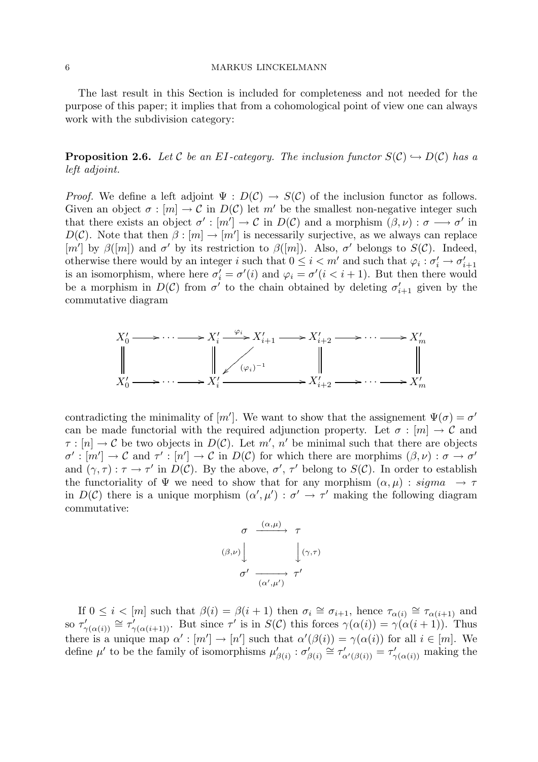The last result in this Section is included for completeness and not needed for the purpose of this paper; it implies that from a cohomological point of view one can always work with the subdivision category:

**Proposition 2.6.** *Let $\mathcal{C}$ be an EI-category. The inclusion functor $S(\mathcal{C}) \hookrightarrow D(\mathcal{C})$ has a left adjoint.*

*Proof.* We define a left adjoint $\Psi : D(\mathcal{C}) \to S(\mathcal{C})$ of the inclusion functor as follows. Given an object $\sigma : [m] \to \mathcal{C}$ in $D(\mathcal{C})$ let $m'$ be the smallest non-negative integer such that there exists an object $\sigma' : [m'] \to \mathcal{C}$ in $D(\mathcal{C})$ and a morphism $(\beta, \nu) : \sigma \longrightarrow \sigma'$ in $D(\mathcal{C})$. Note that then $\beta : [m] \to [m']$ is necessarily surjective, as we always can replace $[m']$ by $\beta([m])$ and $\sigma'$ by its restriction to $\beta([m])$. Also, $\sigma'$ belongs to $S(\mathcal{C})$. Indeed, otherwise there would by an integer $i$ such that $0 \leq i < m'$ and such that $\varphi_i : \sigma'_i \to \sigma'_{i+1}$ is an isomorphism, where here $\sigma'_i = \sigma'(i)$ and $\varphi_i = \sigma'(i < i+1)$. But then there would be a morphism in $D(\mathcal{C})$ from $\sigma'$ to the chain obtained by deleting $\sigma'_{i+1}$ given by the commutative diagram

$$
\begin{array}{ccccccccccc}
X'_0 & \longrightarrow & \cdots & \longrightarrow & X'_i & \xrightarrow{\varphi_i} & X'_{i+1} & \longrightarrow & X'_{i+2} & \longrightarrow \cdots \longrightarrow & X'_m \\
\| & & & & \| & \swarrow_{(\varphi_i)^{-1}} & & & \| & & \| \\
X'_0 & \longrightarrow & \cdots & \longrightarrow & X'_i & \longrightarrow & & \longrightarrow & X'_{i+2} & \longrightarrow \cdots \longrightarrow & X'_m
\end{array}
$$

contradicting the minimality of $[m']$. We want to show that the assignement $\Psi(\sigma) = \sigma'$ can be made functorial with the required adjunction property. Let $\sigma : [m] \to \mathcal{C}$ and $\tau : [n] \to \mathcal{C}$ be two objects in $D(\mathcal{C})$. Let $m'$, $n'$ be minimal such that there are objects $\sigma' : [m'] \to \mathcal{C}$ and $\tau' : [n'] \to \mathcal{C}$ in $D(\mathcal{C})$ for which there are morphims $(\beta, \nu) : \sigma \to \sigma'$ and $(\gamma, \tau) : \tau \to \tau'$ in $D(\mathcal{C})$. By the above, $\sigma'$, $\tau'$ belong to $S(\mathcal{C})$. In order to establish the functoriality of $\Psi$ we need to show that for any morphism $(\alpha, \mu) : sigma \to \tau$ in $D(\mathcal{C})$ there is a unique morphism $(\alpha', \mu') : \sigma' \to \tau'$ making the following diagram commutative:

$$
\begin{array}{ccc}
\sigma & \xrightarrow{(\alpha,\mu)} & \tau \\
{\scriptstyle (\beta,\nu)}\big\downarrow & & \big\downarrow{\scriptstyle (\gamma,\tau)} \\
\sigma' & \xrightarrow[(\alpha',\mu')]{} & \tau'
\end{array}
$$

If $0 \leq i < [m]$ such that $\beta(i) = \beta(i+1)$ then $\sigma_i \cong \sigma_{i+1}$, hence $\tau_{\alpha(i)} \cong \tau_{\alpha(i+1)}$ and so $\tau'_{\gamma(\alpha(i))} \cong \tau'_{\gamma(\alpha(i+1))}$. But since $\tau'$ is in $S(\mathcal{C})$ this forces $\gamma(\alpha(i)) = \gamma(\alpha(i+1))$. Thus there is a unique map $\alpha' : [m'] \to [n']$ such that $\alpha'(\beta(i)) = \gamma(\alpha(i))$ for all $i \in [m]$. We define $\mu'$ to be the family of isomorphisms $\mu'_{\beta(i)} : \sigma'_{\beta(i)} \cong \tau'_{\alpha'(\beta(i))} = \tau'_{\gamma(\alpha(i))}$ making the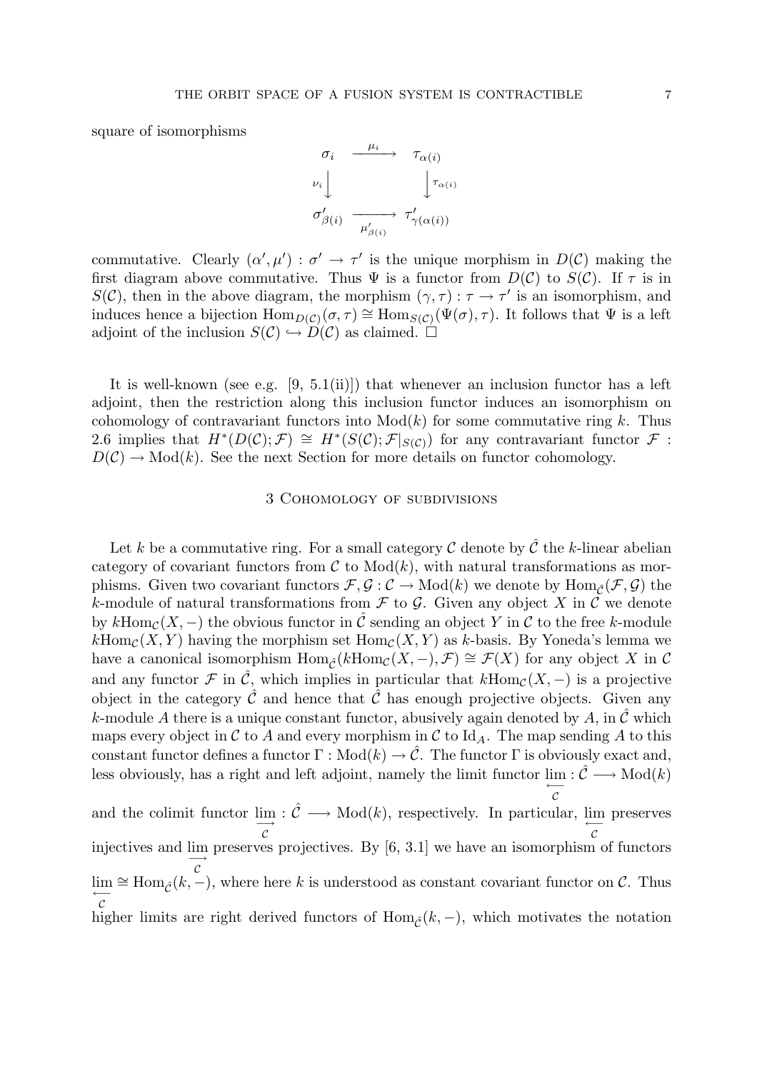square of isomorphisms

$$\begin{array}{ccc} \sigma_i & \xrightarrow{\mu_i} & \tau_{\alpha(i)} \\ {\scriptstyle \nu_i}\downarrow & & \downarrow{\scriptstyle \tau_{\alpha(i)}} \\ \sigma'_{\beta(i)} & \xrightarrow[\mu'_{\beta(i)}]{} & \tau'_{\gamma(\alpha(i))} \end{array}$$

commutative. Clearly $(\alpha', \mu') : \sigma' \to \tau'$ is the unique morphism in $D(\mathcal{C})$ making the first diagram above commutative. Thus $\Psi$ is a functor from $D(\mathcal{C})$ to $S(\mathcal{C})$. If $\tau$ is in $S(\mathcal{C})$, then in the above diagram, the morphism $(\gamma, \tau) : \tau \to \tau'$ is an isomorphism, and induces hence a bijection $\mathrm{Hom}_{D(\mathcal{C})}(\sigma, \tau) \cong \mathrm{Hom}_{S(\mathcal{C})}(\Psi(\sigma), \tau)$. It follows that $\Psi$ is a left adjoint of the inclusion $S(\mathcal{C}) \hookrightarrow D(\mathcal{C})$ as claimed. $\square$

It is well-known (see e.g. [9, 5.1(ii)]) that whenever an inclusion functor has a left adjoint, then the restriction along this inclusion functor induces an isomorphism on cohomology of contravariant functors into $\mathrm{Mod}(k)$ for some commutative ring $k$. Thus 2.6 implies that $H^*(D(\mathcal{C}); \mathcal{F}) \cong H^*(S(\mathcal{C}); \mathcal{F}|_{S(\mathcal{C})})$ for any contravariant functor $\mathcal{F} : D(\mathcal{C}) \to \mathrm{Mod}(k)$. See the next Section for more details on functor cohomology.

## 3 Cohomology of subdivisions

Let $k$ be a commutative ring. For a small category $\mathcal{C}$ denote by $\hat{\mathcal{C}}$ the $k$-linear abelian category of covariant functors from $\mathcal{C}$ to $\mathrm{Mod}(k)$, with natural transformations as morphisms. Given two covariant functors $\mathcal{F}, \mathcal{G} : \mathcal{C} \to \mathrm{Mod}(k)$ we denote by $\mathrm{Hom}_{\hat{\mathcal{C}}}(\mathcal{F}, \mathcal{G})$ the $k$-module of natural transformations from $\mathcal{F}$ to $\mathcal{G}$. Given any object $X$ in $\mathcal{C}$ we denote by $k\mathrm{Hom}_{\mathcal{C}}(X, -)$ the obvious functor in $\hat{\mathcal{C}}$ sending an object $Y$ in $\mathcal{C}$ to the free $k$-module $k\mathrm{Hom}_{\mathcal{C}}(X, Y)$ having the morphism set $\mathrm{Hom}_{\mathcal{C}}(X, Y)$ as $k$-basis. By Yoneda's lemma we have a canonical isomorphism $\mathrm{Hom}_{\hat{\mathcal{C}}}(k\mathrm{Hom}_{\mathcal{C}}(X, -), \mathcal{F}) \cong \mathcal{F}(X)$ for any object $X$ in $\mathcal{C}$ and any functor $\mathcal{F}$ in $\hat{\mathcal{C}}$, which implies in particular that $k\mathrm{Hom}_{\mathcal{C}}(X, -)$ is a projective object in the category $\hat{\mathcal{C}}$ and hence that $\hat{\mathcal{C}}$ has enough projective objects. Given any $k$-module $A$ there is a unique constant functor, abusively again denoted by $A$, in $\hat{\mathcal{C}}$ which maps every object in $\mathcal{C}$ to $A$ and every morphism in $\mathcal{C}$ to $\mathrm{Id}_A$. The map sending $A$ to this constant functor defines a functor $\Gamma : \mathrm{Mod}(k) \to \hat{\mathcal{C}}$. The functor $\Gamma$ is obviously exact and, less obviously, has a right and left adjoint, namely the limit functor $\varprojlim_{\mathcal{C}} : \hat{\mathcal{C}} \longrightarrow \mathrm{Mod}(k)$ and the colimit functor $\varinjlim_{\mathcal{C}} : \hat{\mathcal{C}} \longrightarrow \mathrm{Mod}(k)$, respectively. In particular, $\varprojlim_{\mathcal{C}}$ preserves injectives and $\varinjlim_{\mathcal{C}}$ preserves projectives. By [6, 3.1] we have an isomorphism of functors $\varprojlim_{\mathcal{C}} \cong \mathrm{Hom}_{\hat{\mathcal{C}}}(k, -)$, where here $k$ is understood as constant covariant functor on $\mathcal{C}$. Thus higher limits are right derived functors of $\mathrm{Hom}_{\hat{\mathcal{C}}}(k, -)$, which motivates the notation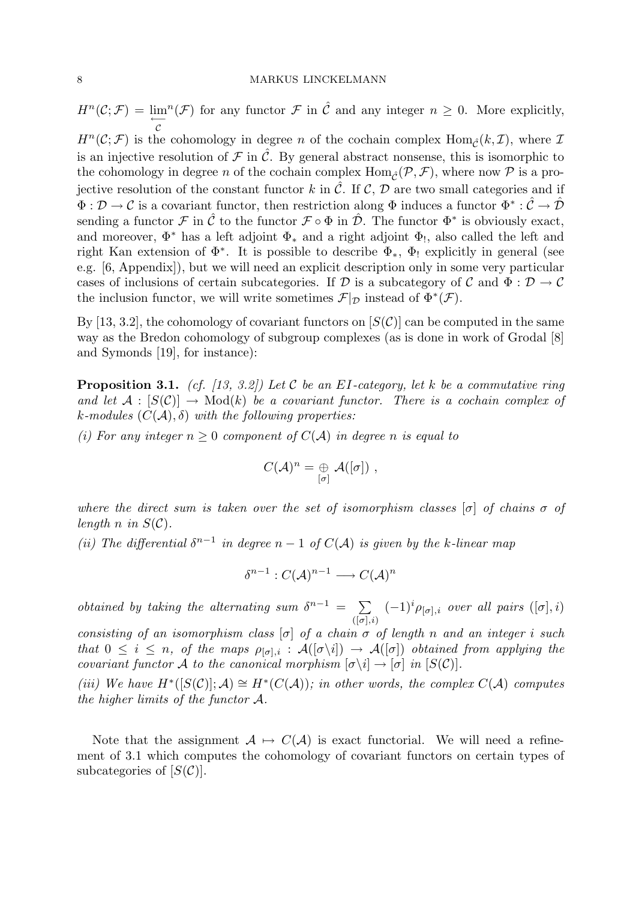$H^n(\mathcal{C};\mathcal{F}) = \varprojlim_{\mathcal{C}}{}^n(\mathcal{F})$ for any functor $\mathcal{F}$ in $\hat{\mathcal{C}}$ and any integer $n \geq 0$. More explicitly, $H^n(\mathcal{C};\mathcal{F})$ is the cohomology in degree $n$ of the cochain complex $\mathrm{Hom}_{\hat{\mathcal{C}}}(k,\mathcal{I})$, where $\mathcal{I}$ is an injective resolution of $\mathcal{F}$ in $\hat{\mathcal{C}}$. By general abstract nonsense, this is isomorphic to the cohomology in degree $n$ of the cochain complex $\mathrm{Hom}_{\hat{\mathcal{C}}}(\mathcal{P},\mathcal{F})$, where now $\mathcal{P}$ is a projective resolution of the constant functor $k$ in $\hat{\mathcal{C}}$. If $\mathcal{C}$, $\mathcal{D}$ are two small categories and if $\Phi : \mathcal{D} \to \mathcal{C}$ is a covariant functor, then restriction along $\Phi$ induces a functor $\Phi^* : \hat{\mathcal{C}} \to \hat{\mathcal{D}}$ sending a functor $\mathcal{F}$ in $\hat{\mathcal{C}}$ to the functor $\mathcal{F} \circ \Phi$ in $\hat{\mathcal{D}}$. The functor $\Phi^*$ is obviously exact, and moreover, $\Phi^*$ has a left adjoint $\Phi_*$ and a right adjoint $\Phi_!$, also called the left and right Kan extension of $\Phi^*$. It is possible to describe $\Phi_*$, $\Phi_!$ explicitly in general (see e.g. [6, Appendix]), but we will need an explicit description only in some very particular cases of inclusions of certain subcategories. If $\mathcal{D}$ is a subcategory of $\mathcal{C}$ and $\Phi : \mathcal{D} \to \mathcal{C}$ the inclusion functor, we will write sometimes $\mathcal{F}|_{\mathcal{D}}$ instead of $\Phi^*(\mathcal{F})$.

By [13, 3.2], the cohomology of covariant functors on $[S(\mathcal{C})]$ can be computed in the same way as the Bredon cohomology of subgroup complexes (as is done in work of Grodal [8] and Symonds [19], for instance):

**Proposition 3.1.** *(cf. [13, 3.2]) Let $\mathcal{C}$ be an $EI$-category, let $k$ be a commutative ring and let $\mathcal{A} : [S(\mathcal{C})] \to \mathrm{Mod}(k)$ be a covariant functor. There is a cochain complex of $k$-modules $(C(\mathcal{A}),\delta)$ with the following properties:*

*(i) For any integer $n \geq 0$ component of $C(\mathcal{A})$ in degree $n$ is equal to*

$$C(\mathcal{A})^n = \bigoplus_{[\sigma]} \mathcal{A}([\sigma]) \ ,$$

*where the direct sum is taken over the set of isomorphism classes $[\sigma]$ of chains $\sigma$ of length $n$ in $S(\mathcal{C})$.*

*(ii) The differential $\delta^{n-1}$ in degree $n-1$ of $C(\mathcal{A})$ is given by the $k$-linear map*

$$\delta^{n-1} : C(\mathcal{A})^{n-1} \longrightarrow C(\mathcal{A})^n$$

*obtained by taking the alternating sum $\delta^{n-1} = \sum_{([\sigma],i)} (-1)^i \rho_{[\sigma],i}$ over all pairs $([\sigma],i)$ consisting of an isomorphism class $[\sigma]$ of a chain $\sigma$ of length $n$ and an integer $i$ such that $0 \leq i \leq n$, of the maps $\rho_{[\sigma],i} : \mathcal{A}([\sigma\backslash i]) \to \mathcal{A}([\sigma])$ obtained from applying the covariant functor $\mathcal{A}$ to the canonical morphism $[\sigma\backslash i] \to [\sigma]$ in $[S(\mathcal{C})]$.*

*(iii) We have $H^*([S(\mathcal{C})];\mathcal{A}) \cong H^*(C(\mathcal{A}))$; in other words, the complex $C(\mathcal{A})$ computes the higher limits of the functor $\mathcal{A}$.*

Note that the assignment $\mathcal{A} \mapsto C(\mathcal{A})$ is exact functorial. We will need a refinement of 3.1 which computes the cohomology of covariant functors on certain types of subcategories of $[S(\mathcal{C})]$.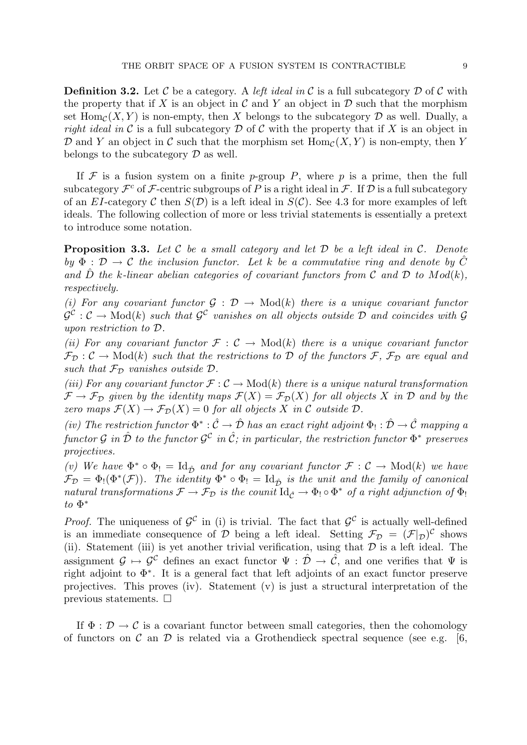**Definition 3.2.** Let $\mathcal{C}$ be a category. A *left ideal in* $\mathcal{C}$ is a full subcategory $\mathcal{D}$ of $\mathcal{C}$ with the property that if $X$ is an object in $\mathcal{C}$ and $Y$ an object in $\mathcal{D}$ such that the morphism set $\mathrm{Hom}_{\mathcal{C}}(X, Y)$ is non-empty, then $X$ belongs to the subcategory $\mathcal{D}$ as well. Dually, a *right ideal in* $\mathcal{C}$ is a full subcategory $\mathcal{D}$ of $\mathcal{C}$ with the property that if $X$ is an object in $\mathcal{D}$ and $Y$ an object in $\mathcal{C}$ such that the morphism set $\mathrm{Hom}_{\mathcal{C}}(X, Y)$ is non-empty, then $Y$ belongs to the subcategory $\mathcal{D}$ as well.

If $\mathcal{F}$ is a fusion system on a finite $p$-group $P$, where $p$ is a prime, then the full subcategory $\mathcal{F}^c$ of $\mathcal{F}$-centric subgroups of $P$ is a right ideal in $\mathcal{F}$. If $\mathcal{D}$ is a full subcategory of an $EI$-category $\mathcal{C}$ then $S(\mathcal{D})$ is a left ideal in $S(\mathcal{C})$. See 4.3 for more examples of left ideals. The following collection of more or less trivial statements is essentially a pretext to introduce some notation.

**Proposition 3.3.** *Let $\mathcal{C}$ be a small category and let $\mathcal{D}$ be a left ideal in $\mathcal{C}$. Denote by $\Phi : \mathcal{D} \to \mathcal{C}$ the inclusion functor. Let $k$ be a commutative ring and denote by $\hat{C}$ and $\hat{D}$ the $k$-linear abelian categories of covariant functors from $\mathcal{C}$ and $\mathcal{D}$ to $Mod(k)$, respectively.*

*(i) For any covariant functor $\mathcal{G} : \mathcal{D} \to \mathrm{Mod}(k)$ there is a unique covariant functor $\mathcal{G}^{\mathcal{C}} : \mathcal{C} \to \mathrm{Mod}(k)$ such that $\mathcal{G}^{\mathcal{C}}$ vanishes on all objects outside $\mathcal{D}$ and coincides with $\mathcal{G}$ upon restriction to $\mathcal{D}$.*

*(ii) For any covariant functor $\mathcal{F} : \mathcal{C} \to \mathrm{Mod}(k)$ there is a unique covariant functor $\mathcal{F}_{\mathcal{D}} : \mathcal{C} \to \mathrm{Mod}(k)$ such that the restrictions to $\mathcal{D}$ of the functors $\mathcal{F}$, $\mathcal{F}_{\mathcal{D}}$ are equal and such that $\mathcal{F}_{\mathcal{D}}$ vanishes outside $\mathcal{D}$.*

*(iii) For any covariant functor $\mathcal{F} : \mathcal{C} \to \mathrm{Mod}(k)$ there is a unique natural transformation $\mathcal{F} \to \mathcal{F}_{\mathcal{D}}$ given by the identity maps $\mathcal{F}(X) = \mathcal{F}_{\mathcal{D}}(X)$ for all objects $X$ in $\mathcal{D}$ and by the zero maps $\mathcal{F}(X) \to \mathcal{F}_{\mathcal{D}}(X) = 0$ for all objects $X$ in $\mathcal{C}$ outside $\mathcal{D}$.*

*(iv) The restriction functor $\Phi^* : \hat{\mathcal{C}} \to \hat{\mathcal{D}}$ has an exact right adjoint $\Phi_! : \hat{\mathcal{D}} \to \hat{\mathcal{C}}$ mapping a functor $\mathcal{G}$ in $\hat{\mathcal{D}}$ to the functor $\mathcal{G}^{\mathcal{C}}$ in $\hat{\mathcal{C}}$; in particular, the restriction functor $\Phi^*$ preserves projectives.*

*(v) We have $\Phi^* \circ \Phi_! = \mathrm{Id}_{\hat{\mathcal{D}}}$ and for any covariant functor $\mathcal{F} : \mathcal{C} \to \mathrm{Mod}(k)$ we have $\mathcal{F}_{\mathcal{D}} = \Phi_!(\Phi^*(\mathcal{F}))$. The identity $\Phi^* \circ \Phi_! = \mathrm{Id}_{\hat{\mathcal{D}}}$ is the unit and the family of canonical natural transformations $\mathcal{F} \to \mathcal{F}_{\mathcal{D}}$ is the counit $\mathrm{Id}_{\hat{\mathcal{C}}} \to \Phi_! \circ \Phi^*$ of a right adjunction of $\Phi_!$ to $\Phi^*$*

*Proof.* The uniqueness of $\mathcal{G}^{\mathcal{C}}$ in (i) is trivial. The fact that $\mathcal{G}^{\mathcal{C}}$ is actually well-defined is an immediate consequence of $\mathcal{D}$ being a left ideal. Setting $\mathcal{F}_{\mathcal{D}} = (\mathcal{F}|_{\mathcal{D}})^{\mathcal{C}}$ shows (ii). Statement (iii) is yet another trivial verification, using that $\mathcal{D}$ is a left ideal. The assignment $\mathcal{G} \mapsto \mathcal{G}^{\mathcal{C}}$ defines an exact functor $\Psi : \hat{\mathcal{D}} \to \hat{\mathcal{C}}$, and one verifies that $\Psi$ is right adjoint to $\Phi^*$. It is a general fact that left adjoints of an exact functor preserve projectives. This proves (iv). Statement (v) is just a structural interpretation of the previous statements. □

If $\Phi : \mathcal{D} \to \mathcal{C}$ is a covariant functor between small categories, then the cohomology of functors on $\mathcal{C}$ an $\mathcal{D}$ is related via a Grothendieck spectral sequence (see e.g. [6,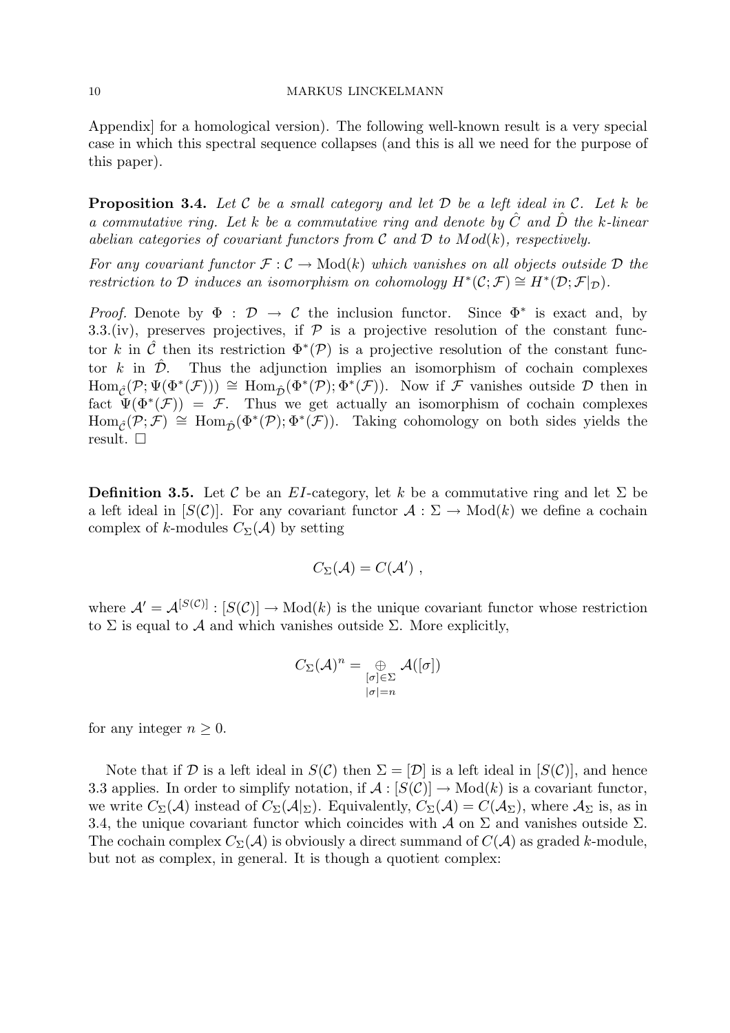Appendix] for a homological version). The following well-known result is a very special case in which this spectral sequence collapses (and this is all we need for the purpose of this paper).

**Proposition 3.4.** *Let $\mathcal{C}$ be a small category and let $\mathcal{D}$ be a left ideal in $\mathcal{C}$. Let $k$ be a commutative ring. Let $k$ be a commutative ring and denote by $\hat{C}$ and $\hat{D}$ the $k$-linear abelian categories of covariant functors from $\mathcal{C}$ and $\mathcal{D}$ to $Mod(k)$, respectively.*

*For any covariant functor $\mathcal{F} : \mathcal{C} \to \mathrm{Mod}(k)$ which vanishes on all objects outside $\mathcal{D}$ the restriction to $\mathcal{D}$ induces an isomorphism on cohomology $H^*(\mathcal{C}; \mathcal{F}) \cong H^*(\mathcal{D}; \mathcal{F}|_\mathcal{D})$.*

*Proof.* Denote by $\Phi : \mathcal{D} \to \mathcal{C}$ the inclusion functor. Since $\Phi^*$ is exact and, by 3.3.(iv), preserves projectives, if $\mathcal{P}$ is a projective resolution of the constant functor $k$ in $\hat{\mathcal{C}}$ then its restriction $\Phi^*(\mathcal{P})$ is a projective resolution of the constant functor $k$ in $\hat{\mathcal{D}}$. Thus the adjunction implies an isomorphism of cochain complexes $\mathrm{Hom}_{\hat{\mathcal{C}}}(\mathcal{P}; \Psi(\Phi^*(\mathcal{F}))) \cong \mathrm{Hom}_{\hat{\mathcal{D}}}(\Phi^*(\mathcal{P}); \Phi^*(\mathcal{F}))$. Now if $\mathcal{F}$ vanishes outside $\mathcal{D}$ then in fact $\Psi(\Phi^*(\mathcal{F})) = \mathcal{F}$. Thus we get actually an isomorphism of cochain complexes $\mathrm{Hom}_{\hat{\mathcal{C}}}(\mathcal{P}; \mathcal{F}) \cong \mathrm{Hom}_{\hat{\mathcal{D}}}(\Phi^*(\mathcal{P}); \Phi^*(\mathcal{F}))$. Taking cohomology on both sides yields the result. □

**Definition 3.5.** Let $\mathcal{C}$ be an $EI$-category, let $k$ be a commutative ring and let $\Sigma$ be a left ideal in $[S(\mathcal{C})]$. For any covariant functor $\mathcal{A} : \Sigma \to \mathrm{Mod}(k)$ we define a cochain complex of $k$-modules $C_\Sigma(\mathcal{A})$ by setting

$$C_\Sigma(\mathcal{A}) = C(\mathcal{A}') \ ,$$

where $\mathcal{A}' = \mathcal{A}^{[S(\mathcal{C})]} : [S(\mathcal{C})] \to \mathrm{Mod}(k)$ is the unique covariant functor whose restriction to $\Sigma$ is equal to $\mathcal{A}$ and which vanishes outside $\Sigma$. More explicitly,

$$C_\Sigma(\mathcal{A})^n = \bigoplus_{\substack{[\sigma]\in\Sigma \\ |\sigma|=n}} \mathcal{A}([\sigma])$$

for any integer $n \geq 0$.

Note that if $\mathcal{D}$ is a left ideal in $S(\mathcal{C})$ then $\Sigma = [\mathcal{D}]$ is a left ideal in $[S(\mathcal{C})]$, and hence 3.3 applies. In order to simplify notation, if $\mathcal{A} : [S(\mathcal{C})] \to \mathrm{Mod}(k)$ is a covariant functor, we write $C_\Sigma(\mathcal{A})$ instead of $C_\Sigma(\mathcal{A}|_\Sigma)$. Equivalently, $C_\Sigma(\mathcal{A}) = C(\mathcal{A}_\Sigma)$, where $\mathcal{A}_\Sigma$ is, as in 3.4, the unique covariant functor which coincides with $\mathcal{A}$ on $\Sigma$ and vanishes outside $\Sigma$. The cochain complex $C_\Sigma(\mathcal{A})$ is obviously a direct summand of $C(\mathcal{A})$ as graded $k$-module, but not as complex, in general. It is though a quotient complex: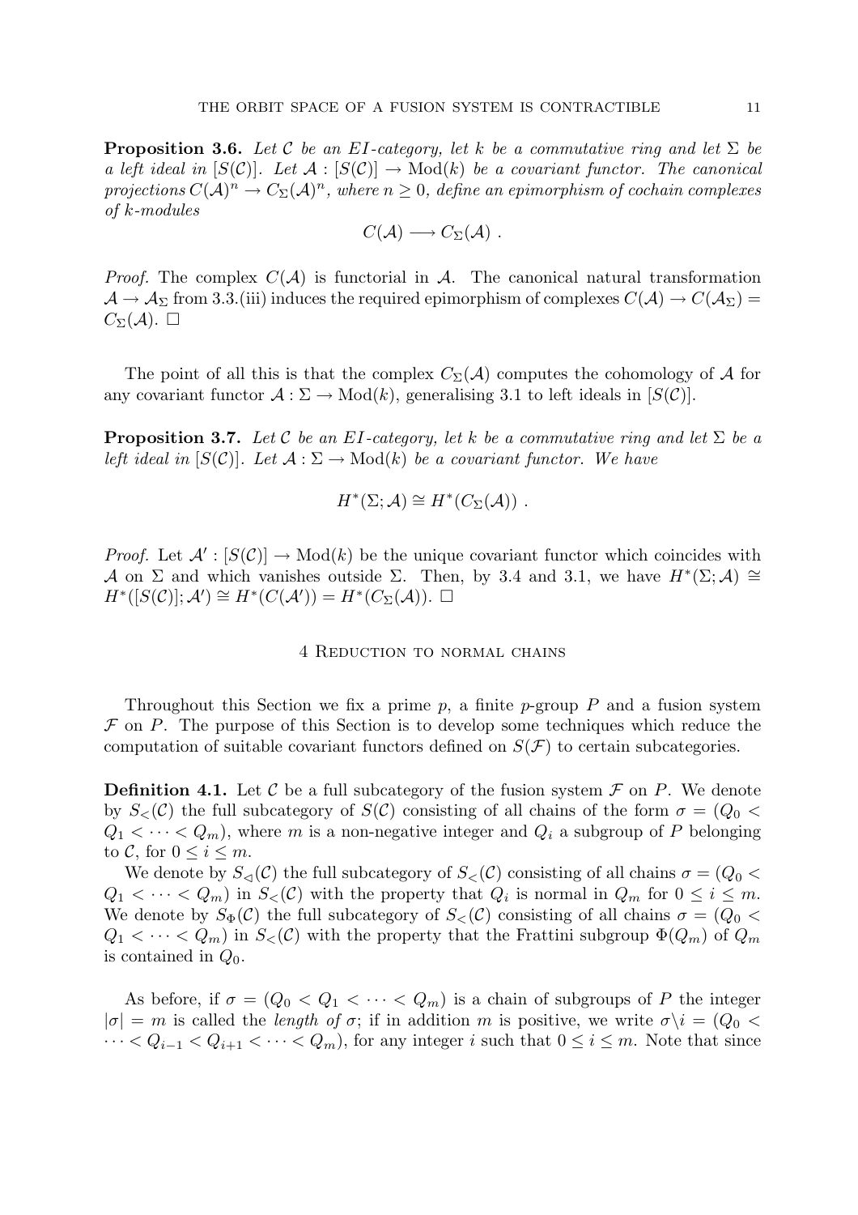**Proposition 3.6.** *Let $\mathcal{C}$ be an EI-category, let $k$ be a commutative ring and let $\Sigma$ be a left ideal in $[S(\mathcal{C})]$. Let $\mathcal{A} : [S(\mathcal{C})] \to \mathrm{Mod}(k)$ be a covariant functor. The canonical projections $C(\mathcal{A})^n \to C_\Sigma(\mathcal{A})^n$, where $n \geq 0$, define an epimorphism of cochain complexes of $k$-modules*

$$C(\mathcal{A}) \longrightarrow C_\Sigma(\mathcal{A}) \ .$$

*Proof.* The complex $C(\mathcal{A})$ is functorial in $\mathcal{A}$. The canonical natural transformation $\mathcal{A} \to \mathcal{A}_\Sigma$ from 3.3.(iii) induces the required epimorphism of complexes $C(\mathcal{A}) \to C(\mathcal{A}_\Sigma) = C_\Sigma(\mathcal{A})$. □

The point of all this is that the complex $C_\Sigma(\mathcal{A})$ computes the cohomology of $\mathcal{A}$ for any covariant functor $\mathcal{A} : \Sigma \to \mathrm{Mod}(k)$, generalising 3.1 to left ideals in $[S(\mathcal{C})]$.

**Proposition 3.7.** *Let $\mathcal{C}$ be an EI-category, let $k$ be a commutative ring and let $\Sigma$ be a left ideal in $[S(\mathcal{C})]$. Let $\mathcal{A} : \Sigma \to \mathrm{Mod}(k)$ be a covariant functor. We have*

$$H^*(\Sigma; \mathcal{A}) \cong H^*(C_\Sigma(\mathcal{A})) \ .$$

*Proof.* Let $\mathcal{A}' : [S(\mathcal{C})] \to \mathrm{Mod}(k)$ be the unique covariant functor which coincides with $\mathcal{A}$ on $\Sigma$ and which vanishes outside $\Sigma$. Then, by 3.4 and 3.1, we have $H^*(\Sigma; \mathcal{A}) \cong H^*([S(\mathcal{C})]; \mathcal{A}') \cong H^*(C(\mathcal{A}')) = H^*(C_\Sigma(\mathcal{A}))$. □

## 4 Reduction to normal chains

Throughout this Section we fix a prime $p$, a finite $p$-group $P$ and a fusion system $\mathcal{F}$ on $P$. The purpose of this Section is to develop some techniques which reduce the computation of suitable covariant functors defined on $S(\mathcal{F})$ to certain subcategories.

**Definition 4.1.** Let $\mathcal{C}$ be a full subcategory of the fusion system $\mathcal{F}$ on $P$. We denote by $S_<(\mathcal{C})$ the full subcategory of $S(\mathcal{C})$ consisting of all chains of the form $\sigma = (Q_0 < Q_1 < \cdots < Q_m)$, where $m$ is a non-negative integer and $Q_i$ a subgroup of $P$ belonging to $\mathcal{C}$, for $0 \leq i \leq m$.

We denote by $S_\lhd(\mathcal{C})$ the full subcategory of $S_<(\mathcal{C})$ consisting of all chains $\sigma = (Q_0 < Q_1 < \cdots < Q_m)$ in $S_<(\mathcal{C})$ with the property that $Q_i$ is normal in $Q_m$ for $0 \leq i \leq m$. We denote by $S_\Phi(\mathcal{C})$ the full subcategory of $S_<(\mathcal{C})$ consisting of all chains $\sigma = (Q_0 < Q_1 < \cdots < Q_m)$ in $S_<(\mathcal{C})$ with the property that the Frattini subgroup $\Phi(Q_m)$ of $Q_m$ is contained in $Q_0$.

As before, if $\sigma = (Q_0 < Q_1 < \cdots < Q_m)$ is a chain of subgroups of $P$ the integer $|\sigma| = m$ is called the *length of* $\sigma$; if in addition $m$ is positive, we write $\sigma\backslash i = (Q_0 < \cdots < Q_{i-1} < Q_{i+1} < \cdots < Q_m)$, for any integer $i$ such that $0 \leq i \leq m$. Note that since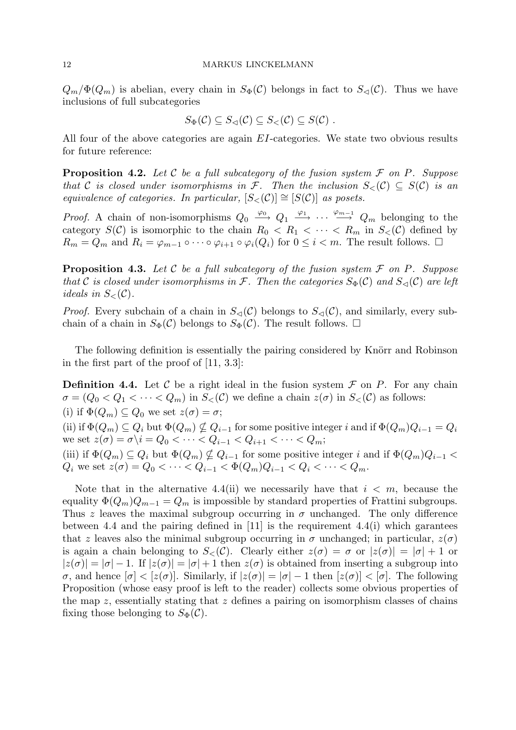$Q_m/\Phi(Q_m)$ is abelian, every chain in $S_\Phi(\mathcal{C})$ belongs in fact to $S_\triangleleft(\mathcal{C})$. Thus we have inclusions of full subcategories

$$S_\Phi(\mathcal{C}) \subseteq S_\triangleleft(\mathcal{C}) \subseteq S_<(\mathcal{C}) \subseteq S(\mathcal{C})\ .$$

All four of the above categories are again $EI$-categories. We state two obvious results for future reference:

**Proposition 4.2.** *Let $\mathcal{C}$ be a full subcategory of the fusion system $\mathcal{F}$ on $P$. Suppose that $\mathcal{C}$ is closed under isomorphisms in $\mathcal{F}$. Then the inclusion $S_<(\mathcal{C}) \subseteq S(\mathcal{C})$ is an equivalence of categories. In particular, $[S_<(\mathcal{C})] \cong [S(\mathcal{C})]$ as posets.*

*Proof.* A chain of non-isomorphisms $Q_0 \xrightarrow{\varphi_0} Q_1 \xrightarrow{\varphi_1} \cdots \xrightarrow{\varphi_{m-1}} Q_m$ belonging to the category $S(\mathcal{C})$ is isomorphic to the chain $R_0 < R_1 < \cdots < R_m$ in $S_<(\mathcal{C})$ defined by $R_m = Q_m$ and $R_i = \varphi_{m-1} \circ \cdots \circ \varphi_{i+1} \circ \varphi_i(Q_i)$ for $0 \leq i < m$. The result follows. $\square$

**Proposition 4.3.** *Let $\mathcal{C}$ be a full subcategory of the fusion system $\mathcal{F}$ on $P$. Suppose that $\mathcal{C}$ is closed under isomorphisms in $\mathcal{F}$. Then the categories $S_\Phi(\mathcal{C})$ and $S_\triangleleft(\mathcal{C})$ are left ideals in $S_<(\mathcal{C})$.*

*Proof.* Every subchain of a chain in $S_\triangleleft(\mathcal{C})$ belongs to $S_\triangleleft(\mathcal{C})$, and similarly, every subchain of a chain in $S_\Phi(\mathcal{C})$ belongs to $S_\Phi(\mathcal{C})$. The result follows. $\square$

The following definition is essentially the pairing considered by Knörr and Robinson in the first part of the proof of [11, 3.3]:

**Definition 4.4.** Let $\mathcal{C}$ be a right ideal in the fusion system $\mathcal{F}$ on $P$. For any chain $\sigma = (Q_0 < Q_1 < \cdots < Q_m)$ in $S_<(\mathcal{C})$ we define a chain $z(\sigma)$ in $S_<(\mathcal{C})$ as follows:
(i) if $\Phi(Q_m) \subseteq Q_0$ we set $z(\sigma) = \sigma$;
(ii) if $\Phi(Q_m) \subseteq Q_i$ but $\Phi(Q_m) \nsubseteq Q_{i-1}$ for some positive integer $i$ and if $\Phi(Q_m)Q_{i-1} = Q_i$ we set $z(\sigma) = \sigma \backslash i = Q_0 < \cdots < Q_{i-1} < Q_{i+1} < \cdots < Q_m$;
(iii) if $\Phi(Q_m) \subseteq Q_i$ but $\Phi(Q_m) \nsubseteq Q_{i-1}$ for some positive integer $i$ and if $\Phi(Q_m)Q_{i-1} < Q_i$ we set $z(\sigma) = Q_0 < \cdots < Q_{i-1} < \Phi(Q_m)Q_{i-1} < Q_i < \cdots < Q_m$.

Note that in the alternative 4.4(ii) we necessarily have that $i < m$, because the equality $\Phi(Q_m)Q_{m-1} = Q_m$ is impossible by standard properties of Frattini subgroups. Thus $z$ leaves the maximal subgroup occurring in $\sigma$ unchanged. The only difference between 4.4 and the pairing defined in [11] is the requirement 4.4(i) which garantees that $z$ leaves also the minimal subgroup occurring in $\sigma$ unchanged; in particular, $z(\sigma)$ is again a chain belonging to $S_<(\mathcal{C})$. Clearly either $z(\sigma) = \sigma$ or $|z(\sigma)| = |\sigma| + 1$ or $|z(\sigma)| = |\sigma| - 1$. If $|z(\sigma)| = |\sigma| + 1$ then $z(\sigma)$ is obtained from inserting a subgroup into $\sigma$, and hence $[\sigma] < [z(\sigma)]$. Similarly, if $|z(\sigma)| = |\sigma| - 1$ then $[z(\sigma)] < [\sigma]$. The following Proposition (whose easy proof is left to the reader) collects some obvious properties of the map $z$, essentially stating that $z$ defines a pairing on isomorphism classes of chains fixing those belonging to $S_\Phi(\mathcal{C})$.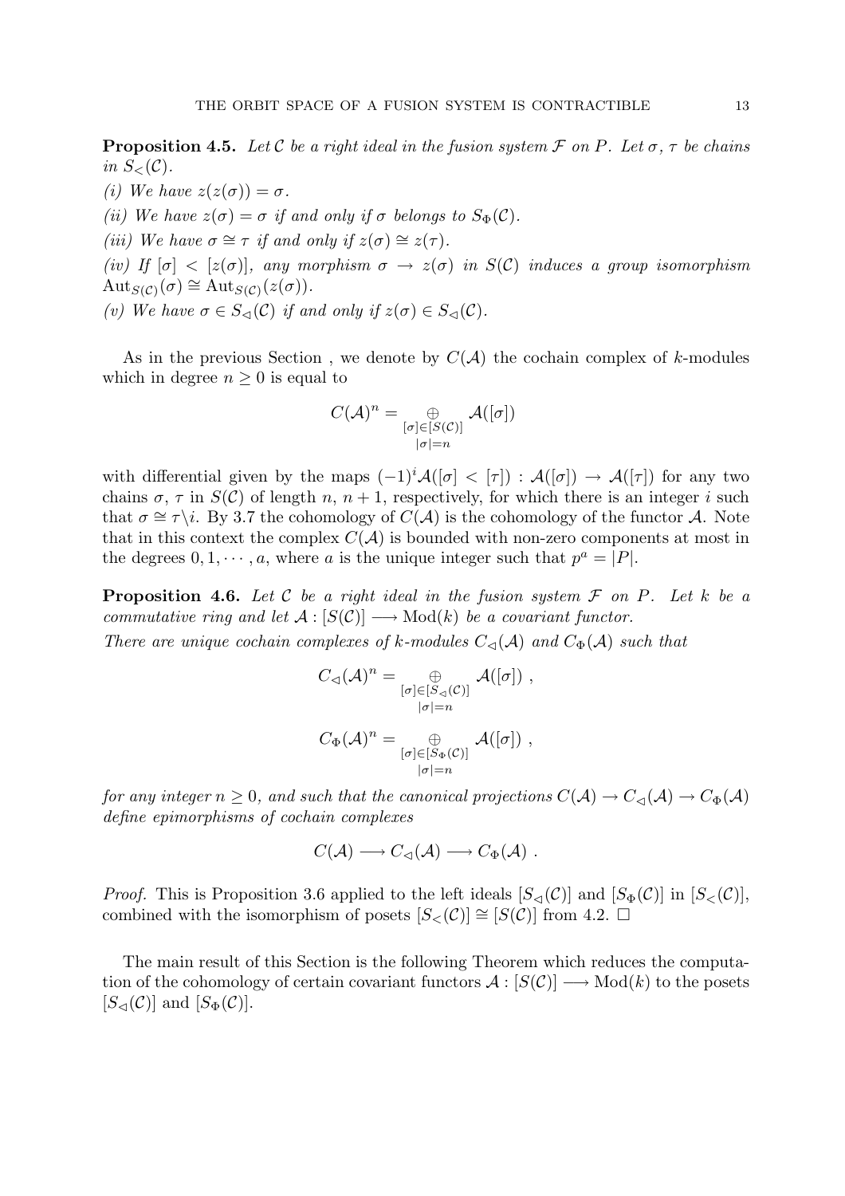**Proposition 4.5.** *Let $\mathcal{C}$ be a right ideal in the fusion system $\mathcal{F}$ on $P$. Let $\sigma$, $\tau$ be chains in $S_<(\mathcal{C})$.*

*(i) We have $z(z(\sigma)) = \sigma$.*

*(ii) We have $z(\sigma) = \sigma$ if and only if $\sigma$ belongs to $S_\Phi(\mathcal{C})$.*

*(iii) We have $\sigma \cong \tau$ if and only if $z(\sigma) \cong z(\tau)$.*

*(iv) If $[\sigma] < [z(\sigma)]$, any morphism $\sigma \longrightarrow z(\sigma)$ in $S(\mathcal{C})$ induces a group isomorphism $\mathrm{Aut}_{S(\mathcal{C})}(\sigma) \cong \mathrm{Aut}_{S(\mathcal{C})}(z(\sigma))$.*

*(v) We have $\sigma \in S_\lhd(\mathcal{C})$ if and only if $z(\sigma) \in S_\lhd(\mathcal{C})$.*

As in the previous Section , we denote by $C(\mathcal{A})$ the cochain complex of $k$-modules which in degree $n \geq 0$ is equal to

$$C(\mathcal{A})^n = \bigoplus_{\substack{[\sigma] \in [S(\mathcal{C})] \\ |\sigma| = n}} \mathcal{A}([\sigma])$$

with differential given by the maps $(-1)^i \mathcal{A}([\sigma] < [\tau]) : \mathcal{A}([\sigma]) \rightarrow \mathcal{A}([\tau])$ for any two chains $\sigma$, $\tau$ in $S(\mathcal{C})$ of length $n$, $n+1$, respectively, for which there is an integer $i$ such that $\sigma \cong \tau \backslash i$. By 3.7 the cohomology of $C(\mathcal{A})$ is the cohomology of the functor $\mathcal{A}$. Note that in this context the complex $C(\mathcal{A})$ is bounded with non-zero components at most in the degrees $0, 1, \cdots, a$, where $a$ is the unique integer such that $p^a = |P|$.

**Proposition 4.6.** *Let $\mathcal{C}$ be a right ideal in the fusion system $\mathcal{F}$ on $P$. Let $k$ be a commutative ring and let $\mathcal{A} : [S(\mathcal{C})] \longrightarrow \mathrm{Mod}(k)$ be a covariant functor.*

*There are unique cochain complexes of $k$-modules $C_\lhd(\mathcal{A})$ and $C_\Phi(\mathcal{A})$ such that*

$$C_\lhd(\mathcal{A})^n = \bigoplus_{\substack{[\sigma] \in [S_\lhd(\mathcal{C})] \\ |\sigma| = n}} \mathcal{A}([\sigma]) \ ,$$

$$C_\Phi(\mathcal{A})^n = \bigoplus_{\substack{[\sigma] \in [S_\Phi(\mathcal{C})] \\ |\sigma| = n}} \mathcal{A}([\sigma]) \ ,$$

*for any integer $n \geq 0$, and such that the canonical projections $C(\mathcal{A}) \rightarrow C_\lhd(\mathcal{A}) \rightarrow C_\Phi(\mathcal{A})$ define epimorphisms of cochain complexes*

$$C(\mathcal{A}) \longrightarrow C_\lhd(\mathcal{A}) \longrightarrow C_\Phi(\mathcal{A}) \ .$$

*Proof.* This is Proposition 3.6 applied to the left ideals $[S_\lhd(\mathcal{C})]$ and $[S_\Phi(\mathcal{C})]$ in $[S_<(\mathcal{C})]$, combined with the isomorphism of posets $[S_<(\mathcal{C})] \cong [S(\mathcal{C})]$ from 4.2. □

The main result of this Section is the following Theorem which reduces the computation of the cohomology of certain covariant functors $\mathcal{A} : [S(\mathcal{C})] \longrightarrow \mathrm{Mod}(k)$ to the posets $[S_\lhd(\mathcal{C})]$ and $[S_\Phi(\mathcal{C})]$.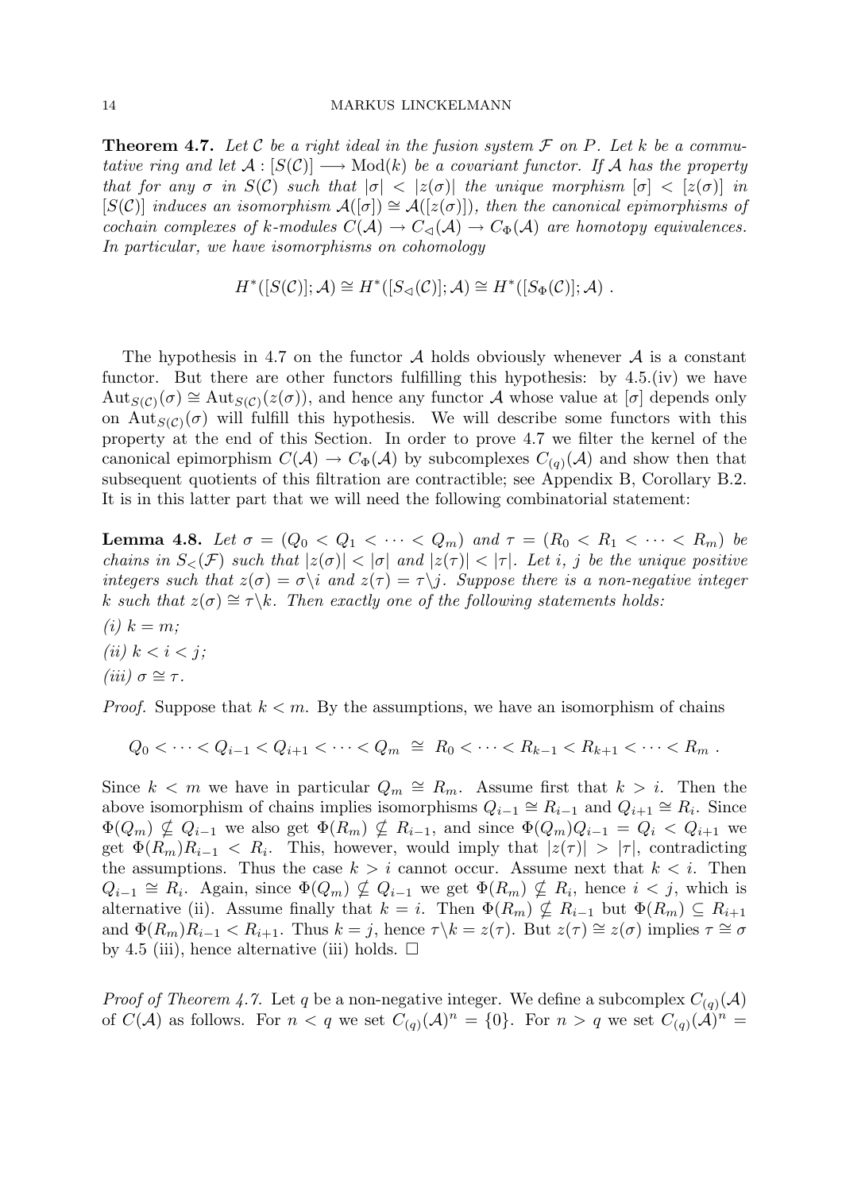**Theorem 4.7.** *Let $\mathcal{C}$ be a right ideal in the fusion system $\mathcal{F}$ on $P$. Let $k$ be a commutative ring and let $\mathcal{A} : [S(\mathcal{C})] \longrightarrow \mathrm{Mod}(k)$ be a covariant functor. If $\mathcal{A}$ has the property that for any $\sigma$ in $S(\mathcal{C})$ such that $|\sigma| < |z(\sigma)|$ the unique morphism $[\sigma] < [z(\sigma)]$ in $[S(\mathcal{C})]$ induces an isomorphism $\mathcal{A}([\sigma]) \cong \mathcal{A}([z(\sigma)])$, then the canonical epimorphisms of cochain complexes of $k$-modules $C(\mathcal{A}) \to C_{\lhd}(\mathcal{A}) \to C_{\Phi}(\mathcal{A})$ are homotopy equivalences. In particular, we have isomorphisms on cohomology*

$$H^*([S(\mathcal{C})]; \mathcal{A}) \cong H^*([S_{\lhd}(\mathcal{C})]; \mathcal{A}) \cong H^*([S_{\Phi}(\mathcal{C})]; \mathcal{A}) \ .$$

The hypothesis in 4.7 on the functor $\mathcal{A}$ holds obviously whenever $\mathcal{A}$ is a constant functor. But there are other functors fulfilling this hypothesis: by 4.5.(iv) we have $\mathrm{Aut}_{S(\mathcal{C})}(\sigma) \cong \mathrm{Aut}_{S(\mathcal{C})}(z(\sigma))$, and hence any functor $\mathcal{A}$ whose value at $[\sigma]$ depends only on $\mathrm{Aut}_{S(\mathcal{C})}(\sigma)$ will fulfill this hypothesis. We will describe some functors with this property at the end of this Section. In order to prove 4.7 we filter the kernel of the canonical epimorphism $C(\mathcal{A}) \to C_{\Phi}(\mathcal{A})$ by subcomplexes $C_{(q)}(\mathcal{A})$ and show then that subsequent quotients of this filtration are contractible; see Appendix B, Corollary B.2. It is in this latter part that we will need the following combinatorial statement:

**Lemma 4.8.** *Let $\sigma = (Q_0 < Q_1 < \cdots < Q_m)$ and $\tau = (R_0 < R_1 < \cdots < R_m)$ be chains in $S_<(\mathcal{F})$ such that $|z(\sigma)| < |\sigma|$ and $|z(\tau)| < |\tau|$. Let $i$, $j$ be the unique positive integers such that $z(\sigma) = \sigma\backslash i$ and $z(\tau) = \tau\backslash j$. Suppose there is a non-negative integer $k$ such that $z(\sigma) \cong \tau\backslash k$. Then exactly one of the following statements holds:*

*(i) $k = m$;*

*(ii) $k < i < j$;*

*(iii) $\sigma \cong \tau$.*

*Proof.* Suppose that $k < m$. By the assumptions, we have an isomorphism of chains

$$Q_0 < \cdots < Q_{i-1} < Q_{i+1} < \cdots < Q_m \ \cong \ R_0 < \cdots < R_{k-1} < R_{k+1} < \cdots < R_m \ .$$

Since $k < m$ we have in particular $Q_m \cong R_m$. Assume first that $k > i$. Then the above isomorphism of chains implies isomorphisms $Q_{i-1} \cong R_{i-1}$ and $Q_{i+1} \cong R_i$. Since $\Phi(Q_m) \not\subseteq Q_{i-1}$ we also get $\Phi(R_m) \not\subseteq R_{i-1}$, and since $\Phi(Q_m)Q_{i-1} = Q_i < Q_{i+1}$ we get $\Phi(R_m)R_{i-1} < R_i$. This, however, would imply that $|z(\tau)| > |\tau|$, contradicting the assumptions. Thus the case $k > i$ cannot occur. Assume next that $k < i$. Then $Q_{i-1} \cong R_i$. Again, since $\Phi(Q_m) \not\subseteq Q_{i-1}$ we get $\Phi(R_m) \not\subseteq R_i$, hence $i < j$, which is alternative (ii). Assume finally that $k = i$. Then $\Phi(R_m) \not\subseteq R_{i-1}$ but $\Phi(R_m) \subseteq R_{i+1}$ and $\Phi(R_m)R_{i-1} < R_{i+1}$. Thus $k = j$, hence $\tau\backslash k = z(\tau)$. But $z(\tau) \cong z(\sigma)$ implies $\tau \cong \sigma$ by 4.5 (iii), hence alternative (iii) holds. $\square$

*Proof of Theorem 4.7.* Let $q$ be a non-negative integer. We define a subcomplex $C_{(q)}(\mathcal{A})$ of $C(\mathcal{A})$ as follows. For $n < q$ we set $C_{(q)}(\mathcal{A})^n = \{0\}$. For $n > q$ we set $C_{(q)}(\mathcal{A})^n =$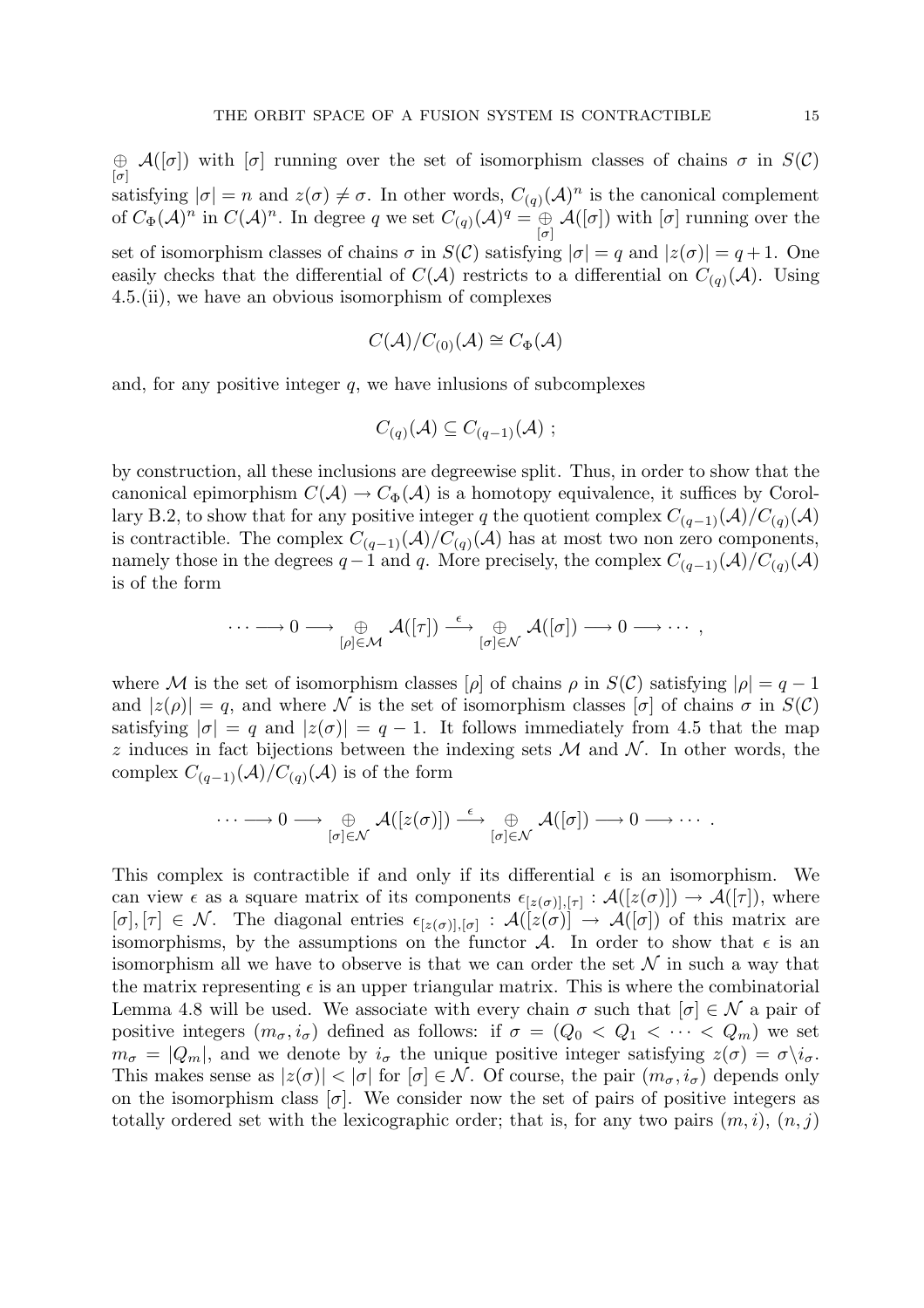$\underset{[\sigma]}{\oplus}\ \mathcal{A}([\sigma])$ with $[\sigma]$ running over the set of isomorphism classes of chains $\sigma$ in $S(\mathcal{C})$ satisfying $|\sigma| = n$ and $z(\sigma) \neq \sigma$. In other words, $C_{(q)}(\mathcal{A})^n$ is the canonical complement of $C_\Phi(\mathcal{A})^n$ in $C(\mathcal{A})^n$. In degree $q$ we set $C_{(q)}(\mathcal{A})^q = \underset{[\sigma]}{\oplus}\ \mathcal{A}([\sigma])$ with $[\sigma]$ running over the set of isomorphism classes of chains $\sigma$ in $S(\mathcal{C})$ satisfying $|\sigma| = q$ and $|z(\sigma)| = q+1$. One easily checks that the differential of $C(\mathcal{A})$ restricts to a differential on $C_{(q)}(\mathcal{A})$. Using 4.5.(ii), we have an obvious isomorphism of complexes

$$C(\mathcal{A})/C_{(0)}(\mathcal{A}) \cong C_\Phi(\mathcal{A})$$

and, for any positive integer $q$, we have inlusions of subcomplexes

$$C_{(q)}(\mathcal{A}) \subseteq C_{(q-1)}(\mathcal{A})\ ;$$

by construction, all these inclusions are degreewise split. Thus, in order to show that the canonical epimorphism $C(\mathcal{A}) \to C_\Phi(\mathcal{A})$ is a homotopy equivalence, it suffices by Corollary B.2, to show that for any positive integer $q$ the quotient complex $C_{(q-1)}(\mathcal{A})/C_{(q)}(\mathcal{A})$ is contractible. The complex $C_{(q-1)}(\mathcal{A})/C_{(q)}(\mathcal{A})$ has at most two non zero components, namely those in the degrees $q-1$ and $q$. More precisely, the complex $C_{(q-1)}(\mathcal{A})/C_{(q)}(\mathcal{A})$ is of the form

$$\cdots \longrightarrow 0 \longrightarrow \underset{[\rho]\in\mathcal{M}}{\oplus}\ \mathcal{A}([\tau]) \xrightarrow{\ \epsilon\ } \underset{[\sigma]\in\mathcal{N}}{\oplus}\ \mathcal{A}([\sigma]) \longrightarrow 0 \longrightarrow \cdots\ ,$$

where $\mathcal{M}$ is the set of isomorphism classes $[\rho]$ of chains $\rho$ in $S(\mathcal{C})$ satisfying $|\rho| = q-1$ and $|z(\rho)| = q$, and where $\mathcal{N}$ is the set of isomorphism classes $[\sigma]$ of chains $\sigma$ in $S(\mathcal{C})$ satisfying $|\sigma| = q$ and $|z(\sigma)| = q-1$. It follows immediately from 4.5 that the map $z$ induces in fact bijections between the indexing sets $\mathcal{M}$ and $\mathcal{N}$. In other words, the complex $C_{(q-1)}(\mathcal{A})/C_{(q)}(\mathcal{A})$ is of the form

$$\cdots \longrightarrow 0 \longrightarrow \underset{[\sigma]\in\mathcal{N}}{\oplus}\ \mathcal{A}([z(\sigma)]) \xrightarrow{\ \epsilon\ } \underset{[\sigma]\in\mathcal{N}}{\oplus}\ \mathcal{A}([\sigma]) \longrightarrow 0 \longrightarrow \cdots\ .$$

This complex is contractible if and only if its differential $\epsilon$ is an isomorphism. We can view $\epsilon$ as a square matrix of its components $\epsilon_{[z(\sigma)],[\tau]} : \mathcal{A}([z(\sigma)]) \to \mathcal{A}([\tau])$, where $[\sigma], [\tau] \in \mathcal{N}$. The diagonal entries $\epsilon_{[z(\sigma)],[\sigma]} : \mathcal{A}([z(\sigma)] \to \mathcal{A}([\sigma])$ of this matrix are isomorphisms, by the assumptions on the functor $\mathcal{A}$. In order to show that $\epsilon$ is an isomorphism all we have to observe is that we can order the set $\mathcal{N}$ in such a way that the matrix representing $\epsilon$ is an upper triangular matrix. This is where the combinatorial Lemma 4.8 will be used. We associate with every chain $\sigma$ such that $[\sigma] \in \mathcal{N}$ a pair of positive integers $(m_\sigma, i_\sigma)$ defined as follows: if $\sigma = (Q_0 < Q_1 < \cdots < Q_m)$ we set $m_\sigma = |Q_m|$, and we denote by $i_\sigma$ the unique positive integer satisfying $z(\sigma) = \sigma \backslash i_\sigma$. This makes sense as $|z(\sigma)| < |\sigma|$ for $[\sigma] \in \mathcal{N}$. Of course, the pair $(m_\sigma, i_\sigma)$ depends only on the isomorphism class $[\sigma]$. We consider now the set of pairs of positive integers as totally ordered set with the lexicographic order; that is, for any two pairs $(m, i)$, $(n, j)$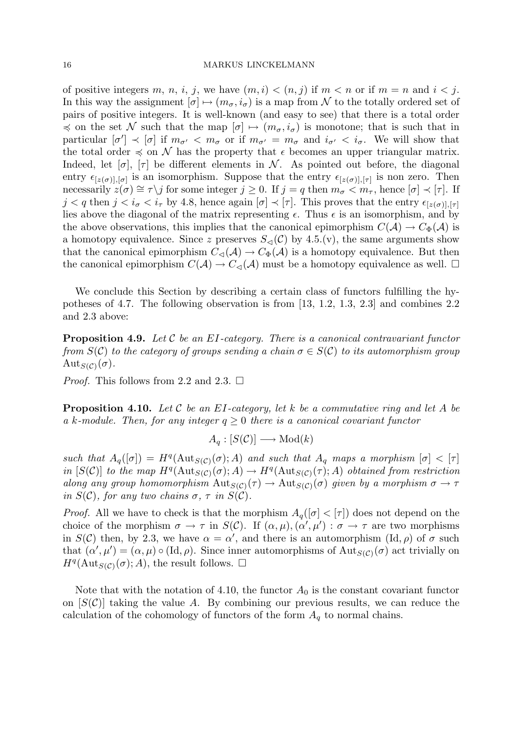of positive integers $m$, $n$, $i$, $j$, we have $(m,i) < (n,j)$ if $m < n$ or if $m = n$ and $i < j$. In this way the assignment $[\sigma] \mapsto (m_\sigma, i_\sigma)$ is a map from $\mathcal{N}$ to the totally ordered set of pairs of positive integers. It is well-known (and easy to see) that there is a total order $\preccurlyeq$ on the set $\mathcal{N}$ such that the map $[\sigma] \mapsto (m_\sigma, i_\sigma)$ is monotone; that is such that in particular $[\sigma'] \prec [\sigma]$ if $m_{\sigma'} < m_\sigma$ or if $m_{\sigma'} = m_\sigma$ and $i_{\sigma'} < i_\sigma$. We will show that the total order $\preccurlyeq$ on $\mathcal{N}$ has the property that $\epsilon$ becomes an upper triangular matrix. Indeed, let $[\sigma]$, $[\tau]$ be different elements in $\mathcal{N}$. As pointed out before, the diagonal entry $\epsilon_{[z(\sigma)],[\sigma]}$ is an isomorphism. Suppose that the entry $\epsilon_{[z(\sigma)],[\tau]}$ is non zero. Then necessarily $z(\sigma) \cong \tau \backslash j$ for some integer $j \geq 0$. If $j = q$ then $m_\sigma < m_\tau$, hence $[\sigma] \prec [\tau]$. If $j < q$ then $j < i_\sigma < i_\tau$ by 4.8, hence again $[\sigma] \prec [\tau]$. This proves that the entry $\epsilon_{[z(\sigma)],[\tau]}$ lies above the diagonal of the matrix representing $\epsilon$. Thus $\epsilon$ is an isomorphism, and by the above observations, this implies that the canonical epimorphism $C(\mathcal{A}) \to C_\Phi(\mathcal{A})$ is a homotopy equivalence. Since $z$ preserves $S_\triangleleft(\mathcal{C})$ by 4.5.(v), the same arguments show that the canonical epimorphism $C_\triangleleft(\mathcal{A}) \to C_\Phi(\mathcal{A})$ is a homotopy equivalence. But then the canonical epimorphism $C(\mathcal{A}) \to C_\triangleleft(\mathcal{A})$ must be a homotopy equivalence as well. $\square$

We conclude this Section by describing a certain class of functors fulfilling the hypotheses of 4.7. The following observation is from [13, 1.2, 1.3, 2.3] and combines 2.2 and 2.3 above:

**Proposition 4.9.** *Let $\mathcal{C}$ be an EI-category. There is a canonical contravariant functor from $S(\mathcal{C})$ to the category of groups sending a chain $\sigma \in S(\mathcal{C})$ to its automorphism group $\mathrm{Aut}_{S(\mathcal{C})}(\sigma)$.*

*Proof.* This follows from 2.2 and 2.3. $\square$

**Proposition 4.10.** *Let $\mathcal{C}$ be an EI-category, let $k$ be a commutative ring and let $A$ be a $k$-module. Then, for any integer $q \geq 0$ there is a canonical covariant functor*

$$A_q : [S(\mathcal{C})] \longrightarrow \mathrm{Mod}(k)$$

*such that $A_q([\sigma]) = H^q(\mathrm{Aut}_{S(\mathcal{C})}(\sigma); A)$ and such that $A_q$ maps a morphism $[\sigma] < [\tau]$ in $[S(\mathcal{C})]$ to the map $H^q(\mathrm{Aut}_{S(\mathcal{C})}(\sigma); A) \to H^q(\mathrm{Aut}_{S(\mathcal{C})}(\tau); A)$ obtained from restriction along any group homomorphism $\mathrm{Aut}_{S(\mathcal{C})}(\tau) \to \mathrm{Aut}_{S(\mathcal{C})}(\sigma)$ given by a morphism $\sigma \to \tau$ in $S(\mathcal{C})$, for any two chains $\sigma$, $\tau$ in $S(\mathcal{C})$.*

*Proof.* All we have to check is that the morphism $A_q([\sigma] < [\tau])$ does not depend on the choice of the morphism $\sigma \to \tau$ in $S(\mathcal{C})$. If $(\alpha, \mu), (\alpha', \mu') : \sigma \to \tau$ are two morphisms in $S(\mathcal{C})$ then, by 2.3, we have $\alpha = \alpha'$, and there is an automorphism $(\mathrm{Id}, \rho)$ of $\sigma$ such that $(\alpha', \mu') = (\alpha, \mu) \circ (\mathrm{Id}, \rho)$. Since inner automorphisms of $\mathrm{Aut}_{S(\mathcal{C})}(\sigma)$ act trivially on $H^q(\mathrm{Aut}_{S(\mathcal{C})}(\sigma); A)$, the result follows. $\square$

Note that with the notation of 4.10, the functor $A_0$ is the constant covariant functor on $[S(\mathcal{C})]$ taking the value $A$. By combining our previous results, we can reduce the calculation of the cohomology of functors of the form $A_q$ to normal chains.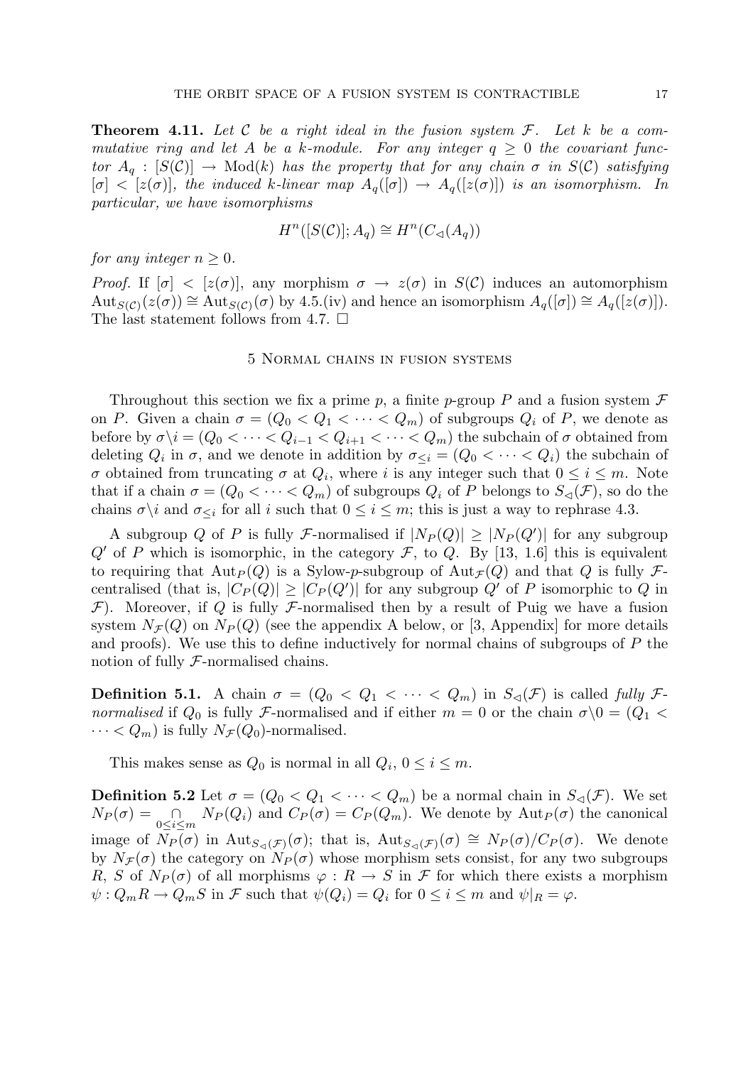**Theorem 4.11.** *Let $\mathcal{C}$ be a right ideal in the fusion system $\mathcal{F}$. Let $k$ be a commutative ring and let $A$ be a $k$-module. For any integer $q \geq 0$ the covariant functor $A_q : [S(\mathcal{C})] \to \mathrm{Mod}(k)$ has the property that for any chain $\sigma$ in $S(\mathcal{C})$ satisfying $[\sigma] < [z(\sigma)]$, the induced $k$-linear map $A_q([\sigma]) \to A_q([z(\sigma)])$ is an isomorphism. In particular, we have isomorphisms*

$$H^n([S(\mathcal{C})]; A_q) \cong H^n(C_{\triangleleft}(A_q))$$

*for any integer $n \geq 0$.*

*Proof.* If $[\sigma] < [z(\sigma)]$, any morphism $\sigma \to z(\sigma)$ in $S(\mathcal{C})$ induces an automorphism $\mathrm{Aut}_{S(\mathcal{C})}(z(\sigma)) \cong \mathrm{Aut}_{S(\mathcal{C})}(\sigma)$ by 4.5.(iv) and hence an isomorphism $A_q([\sigma]) \cong A_q([z(\sigma)])$. The last statement follows from 4.7. □

## 5 Normal chains in fusion systems

Throughout this section we fix a prime $p$, a finite $p$-group $P$ and a fusion system $\mathcal{F}$ on $P$. Given a chain $\sigma = (Q_0 < Q_1 < \cdots < Q_m)$ of subgroups $Q_i$ of $P$, we denote as before by $\sigma \backslash i = (Q_0 < \cdots < Q_{i-1} < Q_{i+1} < \cdots < Q_m)$ the subchain of $\sigma$ obtained from deleting $Q_i$ in $\sigma$, and we denote in addition by $\sigma_{\leq i} = (Q_0 < \cdots < Q_i)$ the subchain of $\sigma$ obtained from truncating $\sigma$ at $Q_i$, where $i$ is any integer such that $0 \leq i \leq m$. Note that if a chain $\sigma = (Q_0 < \cdots < Q_m)$ of subgroups $Q_i$ of $P$ belongs to $S_{\triangleleft}(\mathcal{F})$, so do the chains $\sigma \backslash i$ and $\sigma_{\leq i}$ for all $i$ such that $0 \leq i \leq m$; this is just a way to rephrase 4.3.

A subgroup $Q$ of $P$ is fully $\mathcal{F}$-normalised if $|N_P(Q)| \geq |N_P(Q')|$ for any subgroup $Q'$ of $P$ which is isomorphic, in the category $\mathcal{F}$, to $Q$. By [13, 1.6] this is equivalent to requiring that $\mathrm{Aut}_P(Q)$ is a Sylow-$p$-subgroup of $\mathrm{Aut}_{\mathcal{F}}(Q)$ and that $Q$ is fully $\mathcal{F}$-centralised (that is, $|C_P(Q)| \geq |C_P(Q')|$ for any subgroup $Q'$ of $P$ isomorphic to $Q$ in $\mathcal{F}$). Moreover, if $Q$ is fully $\mathcal{F}$-normalised then by a result of Puig we have a fusion system $N_{\mathcal{F}}(Q)$ on $N_P(Q)$ (see the appendix A below, or [3, Appendix] for more details and proofs). We use this to define inductively for normal chains of subgroups of $P$ the notion of fully $\mathcal{F}$-normalised chains.

**Definition 5.1.** A chain $\sigma = (Q_0 < Q_1 < \cdots < Q_m)$ in $S_{\triangleleft}(\mathcal{F})$ is called *fully $\mathcal{F}$-normalised* if $Q_0$ is fully $\mathcal{F}$-normalised and if either $m = 0$ or the chain $\sigma \backslash 0 = (Q_1 < \cdots < Q_m)$ is fully $N_{\mathcal{F}}(Q_0)$-normalised.

This makes sense as $Q_0$ is normal in all $Q_i$, $0 \leq i \leq m$.

**Definition 5.2** Let $\sigma = (Q_0 < Q_1 < \cdots < Q_m)$ be a normal chain in $S_{\triangleleft}(\mathcal{F})$. We set $N_P(\sigma) = \bigcap_{0 \leq i \leq m} N_P(Q_i)$ and $C_P(\sigma) = C_P(Q_m)$. We denote by $\mathrm{Aut}_P(\sigma)$ the canonical image of $N_P(\sigma)$ in $\mathrm{Aut}_{S_{\triangleleft}(\mathcal{F})}(\sigma)$; that is, $\mathrm{Aut}_{S_{\triangleleft}(\mathcal{F})}(\sigma) \cong N_P(\sigma)/C_P(\sigma)$. We denote by $N_{\mathcal{F}}(\sigma)$ the category on $N_P(\sigma)$ whose morphism sets consist, for any two subgroups $R$, $S$ of $N_P(\sigma)$ of all morphisms $\varphi : R \to S$ in $\mathcal{F}$ for which there exists a morphism $\psi : Q_m R \to Q_m S$ in $\mathcal{F}$ such that $\psi(Q_i) = Q_i$ for $0 \leq i \leq m$ and $\psi|_R = \varphi$.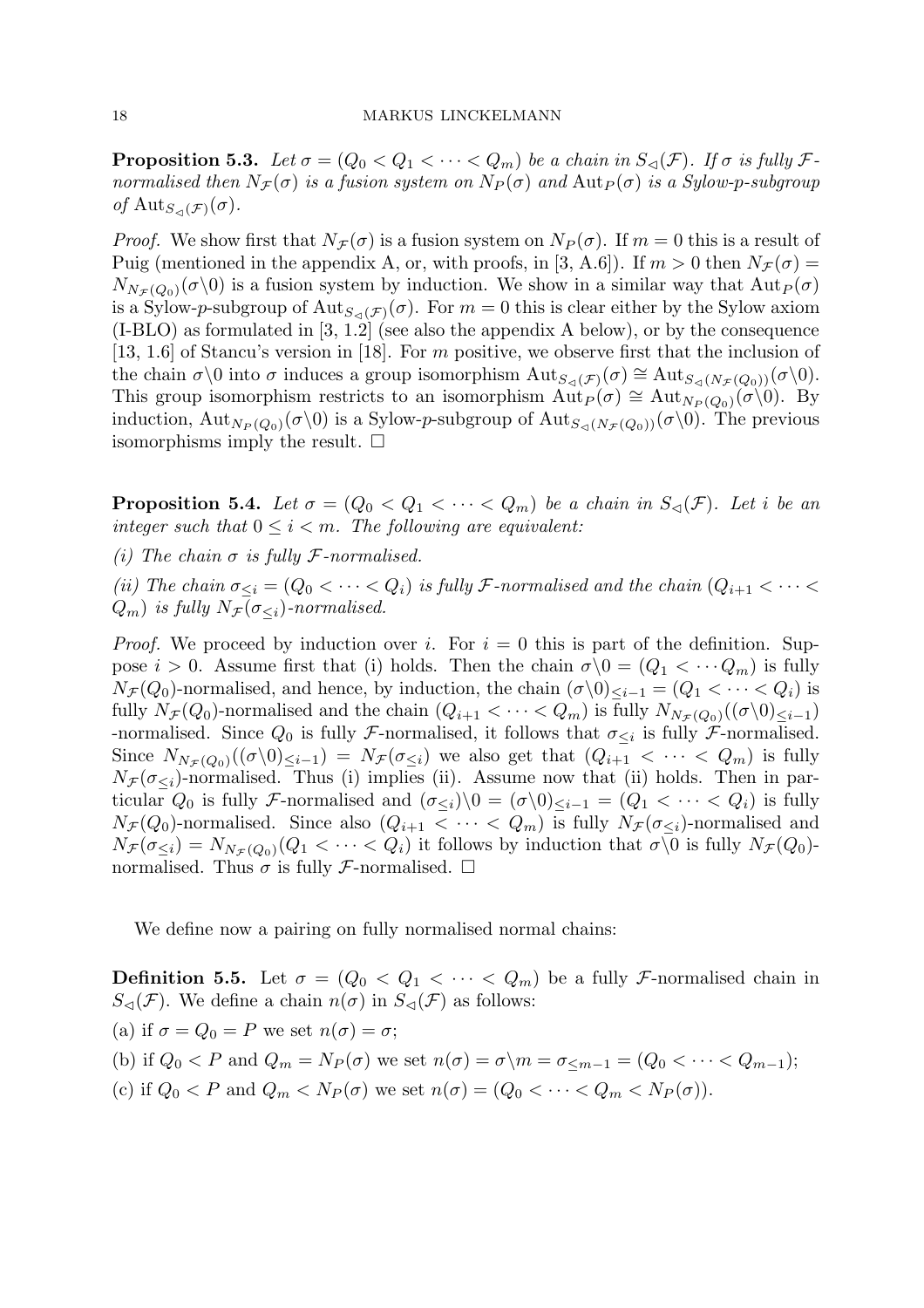**Proposition 5.3.** *Let $\sigma = (Q_0 < Q_1 < \cdots < Q_m)$ be a chain in $S_\triangleleft(\mathcal{F})$. If $\sigma$ is fully $\mathcal{F}$-normalised then $N_\mathcal{F}(\sigma)$ is a fusion system on $N_P(\sigma)$ and $\mathrm{Aut}_P(\sigma)$ is a Sylow-$p$-subgroup of $\mathrm{Aut}_{S_\triangleleft(\mathcal{F})}(\sigma)$.*

*Proof.* We show first that $N_\mathcal{F}(\sigma)$ is a fusion system on $N_P(\sigma)$. If $m = 0$ this is a result of Puig (mentioned in the appendix A, or, with proofs, in [3, A.6]). If $m > 0$ then $N_\mathcal{F}(\sigma) = N_{N_\mathcal{F}(Q_0)}(\sigma\backslash 0)$ is a fusion system by induction. We show in a similar way that $\mathrm{Aut}_P(\sigma)$ is a Sylow-$p$-subgroup of $\mathrm{Aut}_{S_\triangleleft(\mathcal{F})}(\sigma)$. For $m = 0$ this is clear either by the Sylow axiom (I-BLO) as formulated in [3, 1.2] (see also the appendix A below), or by the consequence [13, 1.6] of Stancu's version in [18]. For $m$ positive, we observe first that the inclusion of the chain $\sigma\backslash 0$ into $\sigma$ induces a group isomorphism $\mathrm{Aut}_{S_\triangleleft(\mathcal{F})}(\sigma) \cong \mathrm{Aut}_{S_\triangleleft(N_\mathcal{F}(Q_0))}(\sigma\backslash 0)$. This group isomorphism restricts to an isomorphism $\mathrm{Aut}_P(\sigma) \cong \mathrm{Aut}_{N_P(Q_0)}(\sigma\backslash 0)$. By induction, $\mathrm{Aut}_{N_P(Q_0)}(\sigma\backslash 0)$ is a Sylow-$p$-subgroup of $\mathrm{Aut}_{S_\triangleleft(N_\mathcal{F}(Q_0))}(\sigma\backslash 0)$. The previous isomorphisms imply the result. $\square$

**Proposition 5.4.** *Let $\sigma = (Q_0 < Q_1 < \cdots < Q_m)$ be a chain in $S_\triangleleft(\mathcal{F})$. Let $i$ be an integer such that $0 \leq i < m$. The following are equivalent:*

*(i) The chain $\sigma$ is fully $\mathcal{F}$-normalised.*

*(ii) The chain $\sigma_{\leq i} = (Q_0 < \cdots < Q_i)$ is fully $\mathcal{F}$-normalised and the chain $(Q_{i+1} < \cdots < Q_m)$ is fully $N_\mathcal{F}(\sigma_{\leq i})$-normalised.*

*Proof.* We proceed by induction over $i$. For $i = 0$ this is part of the definition. Suppose $i > 0$. Assume first that (i) holds. Then the chain $\sigma\backslash 0 = (Q_1 < \cdots Q_m)$ is fully $N_\mathcal{F}(Q_0)$-normalised, and hence, by induction, the chain $(\sigma\backslash 0)_{\leq i-1} = (Q_1 < \cdots < Q_i)$ is fully $N_\mathcal{F}(Q_0)$-normalised and the chain $(Q_{i+1} < \cdots < Q_m)$ is fully $N_{N_\mathcal{F}(Q_0)}((\sigma\backslash 0)_{\leq i-1})$ -normalised. Since $Q_0$ is fully $\mathcal{F}$-normalised, it follows that $\sigma_{\leq i}$ is fully $\mathcal{F}$-normalised. Since $N_{N_\mathcal{F}(Q_0)}((\sigma\backslash 0)_{\leq i-1}) = N_\mathcal{F}(\sigma_{\leq i})$ we also get that $(Q_{i+1} < \cdots < Q_m)$ is fully $N_\mathcal{F}(\sigma_{\leq i})$-normalised. Thus (i) implies (ii). Assume now that (ii) holds. Then in particular $Q_0$ is fully $\mathcal{F}$-normalised and $(\sigma_{\leq i})\backslash 0 = (\sigma\backslash 0)_{\leq i-1} = (Q_1 < \cdots < Q_i)$ is fully $N_\mathcal{F}(Q_0)$-normalised. Since also $(Q_{i+1} < \cdots < Q_m)$ is fully $N_\mathcal{F}(\sigma_{\leq i})$-normalised and $N_\mathcal{F}(\sigma_{\leq i}) = N_{N_\mathcal{F}(Q_0)}(Q_1 < \cdots < Q_i)$ it follows by induction that $\sigma\backslash 0$ is fully $N_\mathcal{F}(Q_0)$-normalised. Thus $\sigma$ is fully $\mathcal{F}$-normalised. $\square$

We define now a pairing on fully normalised normal chains:

**Definition 5.5.** Let $\sigma = (Q_0 < Q_1 < \cdots < Q_m)$ be a fully $\mathcal{F}$-normalised chain in $S_\triangleleft(\mathcal{F})$. We define a chain $n(\sigma)$ in $S_\triangleleft(\mathcal{F})$ as follows:

(a) if $\sigma = Q_0 = P$ we set $n(\sigma) = \sigma$;

(b) if $Q_0 < P$ and $Q_m = N_P(\sigma)$ we set $n(\sigma) = \sigma\backslash m = \sigma_{\leq m-1} = (Q_0 < \cdots < Q_{m-1})$;

(c) if $Q_0 < P$ and $Q_m < N_P(\sigma)$ we set $n(\sigma) = (Q_0 < \cdots < Q_m < N_P(\sigma))$.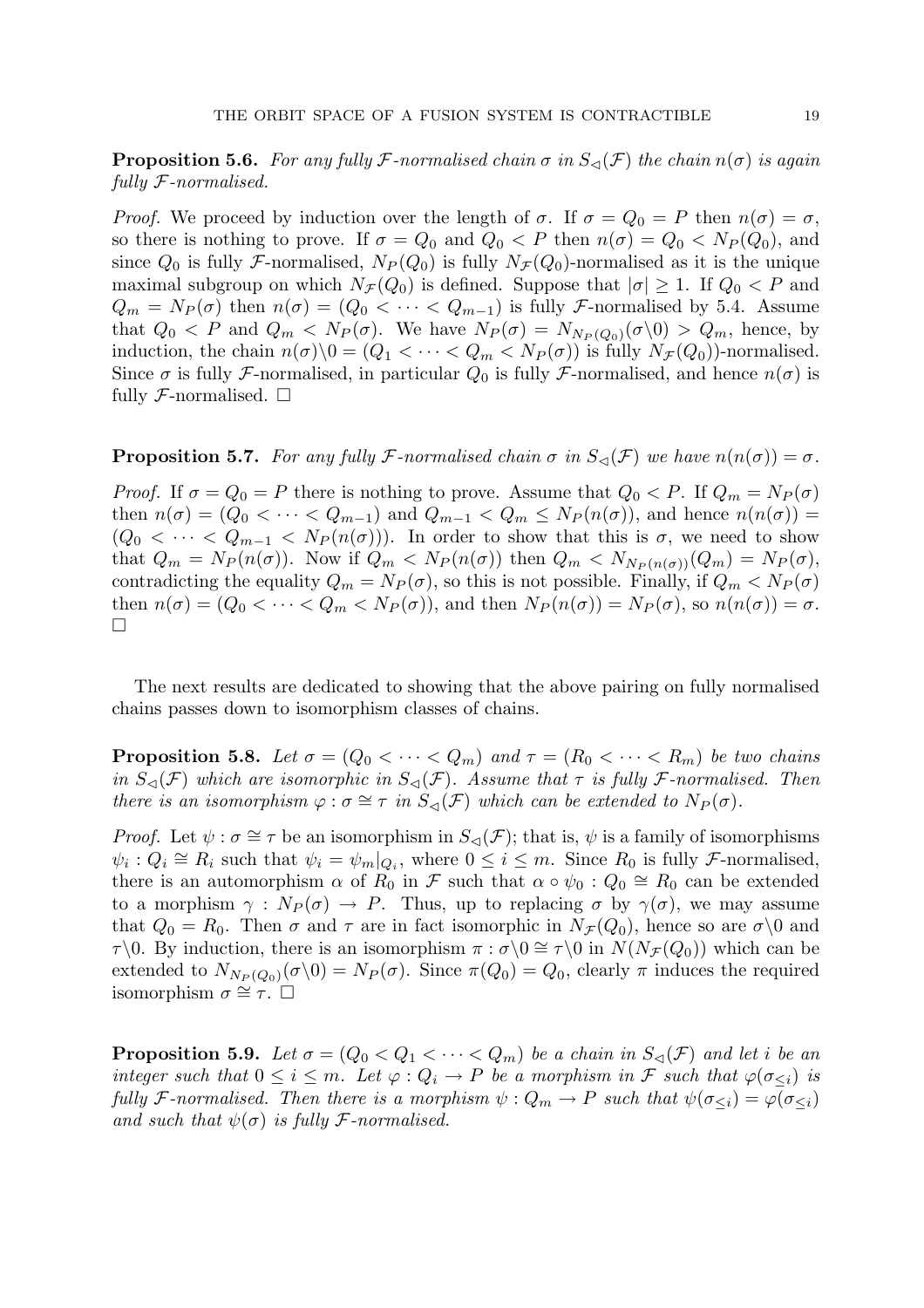**Proposition 5.6.** *For any fully $\mathcal{F}$-normalised chain $\sigma$ in $S_{\triangleleft}(\mathcal{F})$ the chain $n(\sigma)$ is again fully $\mathcal{F}$-normalised.*

*Proof.* We proceed by induction over the length of $\sigma$. If $\sigma = Q_0 = P$ then $n(\sigma) = \sigma$, so there is nothing to prove. If $\sigma = Q_0$ and $Q_0 < P$ then $n(\sigma) = Q_0 < N_P(Q_0)$, and since $Q_0$ is fully $\mathcal{F}$-normalised, $N_P(Q_0)$ is fully $N_{\mathcal{F}}(Q_0)$-normalised as it is the unique maximal subgroup on which $N_{\mathcal{F}}(Q_0)$ is defined. Suppose that $|\sigma| \geq 1$. If $Q_0 < P$ and $Q_m = N_P(\sigma)$ then $n(\sigma) = (Q_0 < \cdots < Q_{m-1})$ is fully $\mathcal{F}$-normalised by 5.4. Assume that $Q_0 < P$ and $Q_m < N_P(\sigma)$. We have $N_P(\sigma) = N_{N_P(Q_0)}(\sigma\backslash 0) > Q_m$, hence, by induction, the chain $n(\sigma)\backslash 0 = (Q_1 < \cdots < Q_m < N_P(\sigma))$ is fully $N_{\mathcal{F}}(Q_0))$-normalised. Since $\sigma$ is fully $\mathcal{F}$-normalised, in particular $Q_0$ is fully $\mathcal{F}$-normalised, and hence $n(\sigma)$ is fully $\mathcal{F}$-normalised. $\square$

**Proposition 5.7.** *For any fully $\mathcal{F}$-normalised chain $\sigma$ in $S_{\triangleleft}(\mathcal{F})$ we have $n(n(\sigma)) = \sigma$.*

*Proof.* If $\sigma = Q_0 = P$ there is nothing to prove. Assume that $Q_0 < P$. If $Q_m = N_P(\sigma)$ then $n(\sigma) = (Q_0 < \cdots < Q_{m-1})$ and $Q_{m-1} < Q_m \leq N_P(n(\sigma))$, and hence $n(n(\sigma)) = (Q_0 < \cdots < Q_{m-1} < N_P(n(\sigma)))$. In order to show that this is $\sigma$, we need to show that $Q_m = N_P(n(\sigma))$. Now if $Q_m < N_P(n(\sigma))$ then $Q_m < N_{N_P(n(\sigma))}(Q_m) = N_P(\sigma)$, contradicting the equality $Q_m = N_P(\sigma)$, so this is not possible. Finally, if $Q_m < N_P(\sigma)$ then $n(\sigma) = (Q_0 < \cdots < Q_m < N_P(\sigma))$, and then $N_P(n(\sigma)) = N_P(\sigma)$, so $n(n(\sigma)) = \sigma$. $\square$

The next results are dedicated to showing that the above pairing on fully normalised chains passes down to isomorphism classes of chains.

**Proposition 5.8.** *Let $\sigma = (Q_0 < \cdots < Q_m)$ and $\tau = (R_0 < \cdots < R_m)$ be two chains in $S_{\triangleleft}(\mathcal{F})$ which are isomorphic in $S_{\triangleleft}(\mathcal{F})$. Assume that $\tau$ is fully $\mathcal{F}$-normalised. Then there is an isomorphism $\varphi : \sigma \cong \tau$ in $S_{\triangleleft}(\mathcal{F})$ which can be extended to $N_P(\sigma)$.*

*Proof.* Let $\psi : \sigma \cong \tau$ be an isomorphism in $S_{\triangleleft}(\mathcal{F})$; that is, $\psi$ is a family of isomorphisms $\psi_i : Q_i \cong R_i$ such that $\psi_i = \psi_m|_{Q_i}$, where $0 \leq i \leq m$. Since $R_0$ is fully $\mathcal{F}$-normalised, there is an automorphism $\alpha$ of $R_0$ in $\mathcal{F}$ such that $\alpha \circ \psi_0 : Q_0 \cong R_0$ can be extended to a morphism $\gamma : N_P(\sigma) \to P$. Thus, up to replacing $\sigma$ by $\gamma(\sigma)$, we may assume that $Q_0 = R_0$. Then $\sigma$ and $\tau$ are in fact isomorphic in $N_{\mathcal{F}}(Q_0)$, hence so are $\sigma\backslash 0$ and $\tau\backslash 0$. By induction, there is an isomorphism $\pi : \sigma\backslash 0 \cong \tau\backslash 0$ in $N(N_{\mathcal{F}}(Q_0))$ which can be extended to $N_{N_P(Q_0)}(\sigma\backslash 0) = N_P(\sigma)$. Since $\pi(Q_0) = Q_0$, clearly $\pi$ induces the required isomorphism $\sigma \cong \tau$. $\square$

**Proposition 5.9.** *Let $\sigma = (Q_0 < Q_1 < \cdots < Q_m)$ be a chain in $S_{\triangleleft}(\mathcal{F})$ and let $i$ be an integer such that $0 \leq i \leq m$. Let $\varphi : Q_i \to P$ be a morphism in $\mathcal{F}$ such that $\varphi(\sigma_{\leq i})$ is fully $\mathcal{F}$-normalised. Then there is a morphism $\psi : Q_m \to P$ such that $\psi(\sigma_{\leq i}) = \varphi(\sigma_{\leq i})$ and such that $\psi(\sigma)$ is fully $\mathcal{F}$-normalised.*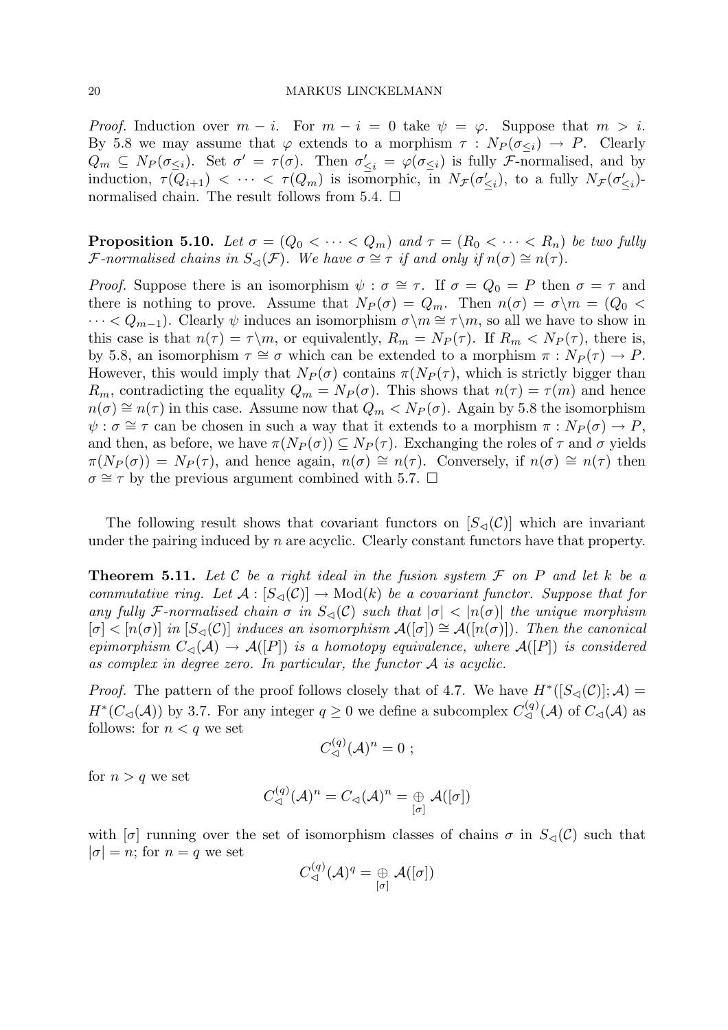*Proof.* Induction over $m - i$. For $m - i = 0$ take $\psi = \varphi$. Suppose that $m > i$. By 5.8 we may assume that $\varphi$ extends to a morphism $\tau : N_P(\sigma_{\leq i}) \to P$. Clearly $Q_m \subseteq N_P(\sigma_{\leq i})$. Set $\sigma' = \tau(\sigma)$. Then $\sigma'_{\leq i} = \varphi(\sigma_{\leq i})$ is fully $\mathcal{F}$-normalised, and by induction, $\tau(Q_{i+1}) < \cdots < \tau(Q_m)$ is isomorphic, in $N_{\mathcal{F}}(\sigma'_{\leq i})$, to a fully $N_{\mathcal{F}}(\sigma'_{\leq i})$-normalised chain. The result follows from 5.4. $\square$

**Proposition 5.10.** *Let $\sigma = (Q_0 < \cdots < Q_m)$ and $\tau = (R_0 < \cdots < R_n)$ be two fully $\mathcal{F}$-normalised chains in $S_\triangleleft(\mathcal{F})$. We have $\sigma \cong \tau$ if and only if $n(\sigma) \cong n(\tau)$.*

*Proof.* Suppose there is an isomorphism $\psi : \sigma \cong \tau$. If $\sigma = Q_0 = P$ then $\sigma = \tau$ and there is nothing to prove. Assume that $N_P(\sigma) = Q_m$. Then $n(\sigma) = \sigma\backslash m = (Q_0 < \cdots < Q_{m-1})$. Clearly $\psi$ induces an isomorphism $\sigma\backslash m \cong \tau\backslash m$, so all we have to show in this case is that $n(\tau) = \tau\backslash m$, or equivalently, $R_m = N_P(\tau)$. If $R_m < N_P(\tau)$, there is, by 5.8, an isomorphism $\tau \cong \sigma$ which can be extended to a morphism $\pi : N_P(\tau) \to P$. However, this would imply that $N_P(\sigma)$ contains $\pi(N_P(\tau))$, which is strictly bigger than $R_m$, contradicting the equality $Q_m = N_P(\sigma)$. This shows that $n(\tau) = \tau(m)$ and hence $n(\sigma) \cong n(\tau)$ in this case. Assume now that $Q_m < N_P(\sigma)$. Again by 5.8 the isomorphism $\psi : \sigma \cong \tau$ can be chosen in such a way that it extends to a morphism $\pi : N_P(\sigma) \to P$, and then, as before, we have $\pi(N_P(\sigma)) \subseteq N_P(\tau)$. Exchanging the roles of $\tau$ and $\sigma$ yields $\pi(N_P(\sigma)) = N_P(\tau)$, and hence again, $n(\sigma) \cong n(\tau)$. Conversely, if $n(\sigma) \cong n(\tau)$ then $\sigma \cong \tau$ by the previous argument combined with 5.7. $\square$

The following result shows that covariant functors on $[S_\triangleleft(\mathcal{C})]$ which are invariant under the pairing induced by $n$ are acyclic. Clearly constant functors have that property.

**Theorem 5.11.** *Let $\mathcal{C}$ be a right ideal in the fusion system $\mathcal{F}$ on $P$ and let $k$ be a commutative ring. Let $\mathcal{A} : [S_\triangleleft(\mathcal{C})] \to \mathrm{Mod}(k)$ be a covariant functor. Suppose that for any fully $\mathcal{F}$-normalised chain $\sigma$ in $S_\triangleleft(\mathcal{C})$ such that $|\sigma| < |n(\sigma)|$ the unique morphism $[\sigma] < [n(\sigma)]$ in $[S_\triangleleft(\mathcal{C})]$ induces an isomorphism $\mathcal{A}([\sigma]) \cong \mathcal{A}([n(\sigma)])$. Then the canonical epimorphism $C_\triangleleft(\mathcal{A}) \to \mathcal{A}([P])$ is a homotopy equivalence, where $\mathcal{A}([P])$ is considered as complex in degree zero. In particular, the functor $\mathcal{A}$ is acyclic.*

*Proof.* The pattern of the proof follows closely that of 4.7. We have $H^*([S_\triangleleft(\mathcal{C})]; \mathcal{A}) = H^*(C_\triangleleft(\mathcal{A}))$ by 3.7. For any integer $q \geq 0$ we define a subcomplex $C_\triangleleft^{(q)}(\mathcal{A})$ of $C_\triangleleft(\mathcal{A})$ as follows: for $n < q$ we set

$$C_\triangleleft^{(q)}(\mathcal{A})^n = 0 \ ;$$

for $n > q$ we set

$$C_\triangleleft^{(q)}(\mathcal{A})^n = C_\triangleleft(\mathcal{A})^n = \underset{[\sigma]}{\oplus}\ \mathcal{A}([\sigma])$$

with $[\sigma]$ running over the set of isomorphism classes of chains $\sigma$ in $S_\triangleleft(\mathcal{C})$ such that $|\sigma| = n$; for $n = q$ we set

$$C_\triangleleft^{(q)}(\mathcal{A})^q = \underset{[\sigma]}{\oplus}\ \mathcal{A}([\sigma])$$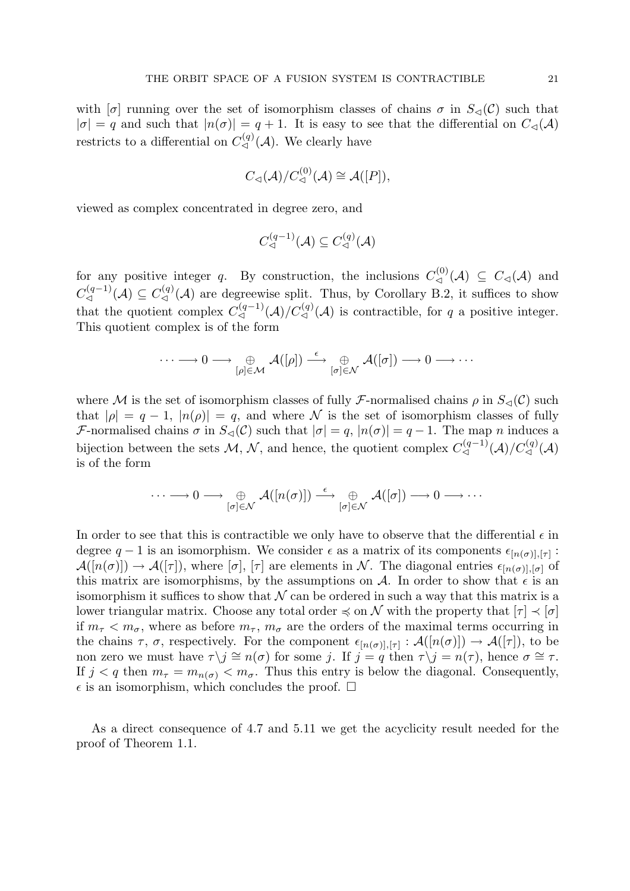with $[\sigma]$ running over the set of isomorphism classes of chains $\sigma$ in $S_\lhd(\mathcal{C})$ such that $|\sigma| = q$ and such that $|n(\sigma)| = q+1$. It is easy to see that the differential on $C_\lhd(\mathcal{A})$ restricts to a differential on $C_\lhd^{(q)}(\mathcal{A})$. We clearly have

$$C_\lhd(\mathcal{A})/C_\lhd^{(0)}(\mathcal{A}) \cong \mathcal{A}([P]),$$

viewed as complex concentrated in degree zero, and

$$C_\lhd^{(q-1)}(\mathcal{A}) \subseteq C_\lhd^{(q)}(\mathcal{A})$$

for any positive integer $q$. By construction, the inclusions $C_\lhd^{(0)}(\mathcal{A}) \subseteq C_\lhd(\mathcal{A})$ and $C_\lhd^{(q-1)}(\mathcal{A}) \subseteq C_\lhd^{(q)}(\mathcal{A})$ are degreewise split. Thus, by Corollary B.2, it suffices to show that the quotient complex $C_\lhd^{(q-1)}(\mathcal{A})/C_\lhd^{(q)}(\mathcal{A})$ is contractible, for $q$ a positive integer. This quotient complex is of the form

$$\cdots \longrightarrow 0 \longrightarrow \underset{[\rho]\in\mathcal{M}}{\oplus} \mathcal{A}([\rho]) \stackrel{\epsilon}{\longrightarrow} \underset{[\sigma]\in\mathcal{N}}{\oplus} \mathcal{A}([\sigma]) \longrightarrow 0 \longrightarrow \cdots$$

where $\mathcal{M}$ is the set of isomorphism classes of fully $\mathcal{F}$-normalised chains $\rho$ in $S_\lhd(\mathcal{C})$ such that $|\rho| = q-1$, $|n(\rho)| = q$, and where $\mathcal{N}$ is the set of isomorphism classes of fully $\mathcal{F}$-normalised chains $\sigma$ in $S_\lhd(\mathcal{C})$ such that $|\sigma| = q$, $|n(\sigma)| = q-1$. The map $n$ induces a bijection between the sets $\mathcal{M}$, $\mathcal{N}$, and hence, the quotient complex $C_\lhd^{(q-1)}(\mathcal{A})/C_\lhd^{(q)}(\mathcal{A})$ is of the form

$$\cdots \longrightarrow 0 \longrightarrow \underset{[\sigma]\in\mathcal{N}}{\oplus} \mathcal{A}([n(\sigma)]) \stackrel{\epsilon}{\longrightarrow} \underset{[\sigma]\in\mathcal{N}}{\oplus} \mathcal{A}([\sigma]) \longrightarrow 0 \longrightarrow \cdots$$

In order to see that this is contractible we only have to observe that the differential $\epsilon$ in degree $q-1$ is an isomorphism. We consider $\epsilon$ as a matrix of its components $\epsilon_{[n(\sigma)],[\tau]} : \mathcal{A}([n(\sigma)]) \to \mathcal{A}([\tau])$, where $[\sigma]$, $[\tau]$ are elements in $\mathcal{N}$. The diagonal entries $\epsilon_{[n(\sigma)],[\sigma]}$ of this matrix are isomorphisms, by the assumptions on $\mathcal{A}$. In order to show that $\epsilon$ is an isomorphism it suffices to show that $\mathcal{N}$ can be ordered in such a way that this matrix is a lower triangular matrix. Choose any total order $\preccurlyeq$ on $\mathcal{N}$ with the property that $[\tau] \prec [\sigma]$ if $m_\tau < m_\sigma$, where as before $m_\tau$, $m_\sigma$ are the orders of the maximal terms occurring in the chains $\tau$, $\sigma$, respectively. For the component $\epsilon_{[n(\sigma)],[\tau]} : \mathcal{A}([n(\sigma)]) \to \mathcal{A}([\tau])$, to be non zero we must have $\tau\backslash j \cong n(\sigma)$ for some $j$. If $j = q$ then $\tau\backslash j = n(\tau)$, hence $\sigma \cong \tau$. If $j < q$ then $m_\tau = m_{n(\sigma)} < m_\sigma$. Thus this entry is below the diagonal. Consequently, $\epsilon$ is an isomorphism, which concludes the proof. $\square$

As a direct consequence of 4.7 and 5.11 we get the acyclicity result needed for the proof of Theorem 1.1.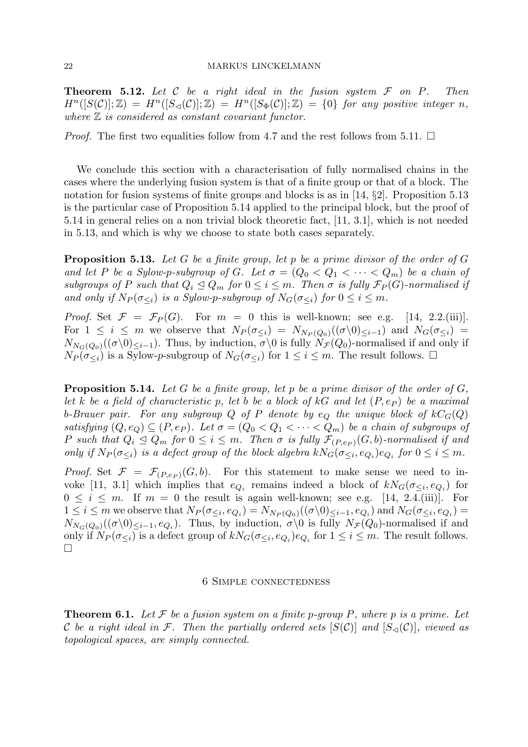**Theorem 5.12.** *Let $\mathcal{C}$ be a right ideal in the fusion system $\mathcal{F}$ on $P$. Then $H^n([S(\mathcal{C})];\mathbb{Z}) = H^n([S_\triangleleft(\mathcal{C})];\mathbb{Z}) = H^n([S_\Phi(\mathcal{C})];\mathbb{Z}) = \{0\}$ for any positive integer $n$, where $\mathbb{Z}$ is considered as constant covariant functor.*

*Proof.* The first two equalities follow from 4.7 and the rest follows from 5.11. □

We conclude this section with a characterisation of fully normalised chains in the cases where the underlying fusion system is that of a finite group or that of a block. The notation for fusion systems of finite groups and blocks is as in [14, §2]. Proposition 5.13 is the particular case of Proposition 5.14 applied to the principal block, but the proof of 5.14 in general relies on a non trivial block theoretic fact, [11, 3.1], which is not needed in 5.13, and which is why we choose to state both cases separately.

**Proposition 5.13.** *Let $G$ be a finite group, let $p$ be a prime divisor of the order of $G$ and let $P$ be a Sylow-$p$-subgroup of $G$. Let $\sigma = (Q_0 < Q_1 < \cdots < Q_m)$ be a chain of subgroups of $P$ such that $Q_i \trianglelefteq Q_m$ for $0 \leq i \leq m$. Then $\sigma$ is fully $\mathcal{F}_P(G)$-normalised if and only if $N_P(\sigma_{\leq i})$ is a Sylow-$p$-subgroup of $N_G(\sigma_{\leq i})$ for $0 \leq i \leq m$.*

*Proof.* Set $\mathcal{F} = \mathcal{F}_P(G)$. For $m = 0$ this is well-known; see e.g. [14, 2.2.(iii)]. For $1 \leq i \leq m$ we observe that $N_P(\sigma_{\leq i}) = N_{N_P(Q_0)}((\sigma\backslash 0)_{\leq i-1})$ and $N_G(\sigma_{\leq i}) = N_{N_G(Q_0)}((\sigma\backslash 0)_{\leq i-1})$. Thus, by induction, $\sigma\backslash 0$ is fully $N_\mathcal{F}(Q_0)$-normalised if and only if $N_P(\sigma_{\leq i})$ is a Sylow-$p$-subgroup of $N_G(\sigma_{\leq i})$ for $1 \leq i \leq m$. The result follows. □

**Proposition 5.14.** *Let $G$ be a finite group, let $p$ be a prime divisor of the order of $G$, let $k$ be a field of characteristic $p$, let $b$ be a block of $kG$ and let $(P, e_P)$ be a maximal $b$-Brauer pair. For any subgroup $Q$ of $P$ denote by $e_Q$ the unique block of $kC_G(Q)$ satisfying $(Q, e_Q) \subseteq (P, e_P)$. Let $\sigma = (Q_0 < Q_1 < \cdots < Q_m)$ be a chain of subgroups of $P$ such that $Q_i \trianglelefteq Q_m$ for $0 \leq i \leq m$. Then $\sigma$ is fully $\mathcal{F}_{(P,e_P)}(G, b)$-normalised if and only if $N_P(\sigma_{\leq i})$ is a defect group of the block algebra $kN_G(\sigma_{\leq i}, e_{Q_i})e_{Q_i}$ for $0 \leq i \leq m$.*

*Proof.* Set $\mathcal{F} = \mathcal{F}_{(P,e_P)}(G, b)$. For this statement to make sense we need to invoke [11, 3.1] which implies that $e_{Q_i}$ remains indeed a block of $kN_G(\sigma_{\leq i}, e_{Q_i})$ for $0 \leq i \leq m$. If $m = 0$ the result is again well-known; see e.g. [14, 2.4.(iii)]. For $1 \leq i \leq m$ we observe that $N_P(\sigma_{\leq i}, e_{Q_i}) = N_{N_P(Q_0)}((\sigma\backslash 0)_{\leq i-1}, e_{Q_i})$ and $N_G(\sigma_{\leq i}, e_{Q_i}) = N_{N_G(Q_0)}((\sigma\backslash 0)_{\leq i-1}, e_{Q_i})$. Thus, by induction, $\sigma\backslash 0$ is fully $N_\mathcal{F}(Q_0)$-normalised if and only if $N_P(\sigma_{\leq i})$ is a defect group of $kN_G(\sigma_{\leq i}, e_{Q_i})e_{Q_i}$ for $1 \leq i \leq m$. The result follows. □

## 6 Simple connectedness

**Theorem 6.1.** *Let $\mathcal{F}$ be a fusion system on a finite $p$-group $P$, where $p$ is a prime. Let $\mathcal{C}$ be a right ideal in $\mathcal{F}$. Then the partially ordered sets $[S(\mathcal{C})]$ and $[S_\triangleleft(\mathcal{C})]$, viewed as topological spaces, are simply connected.*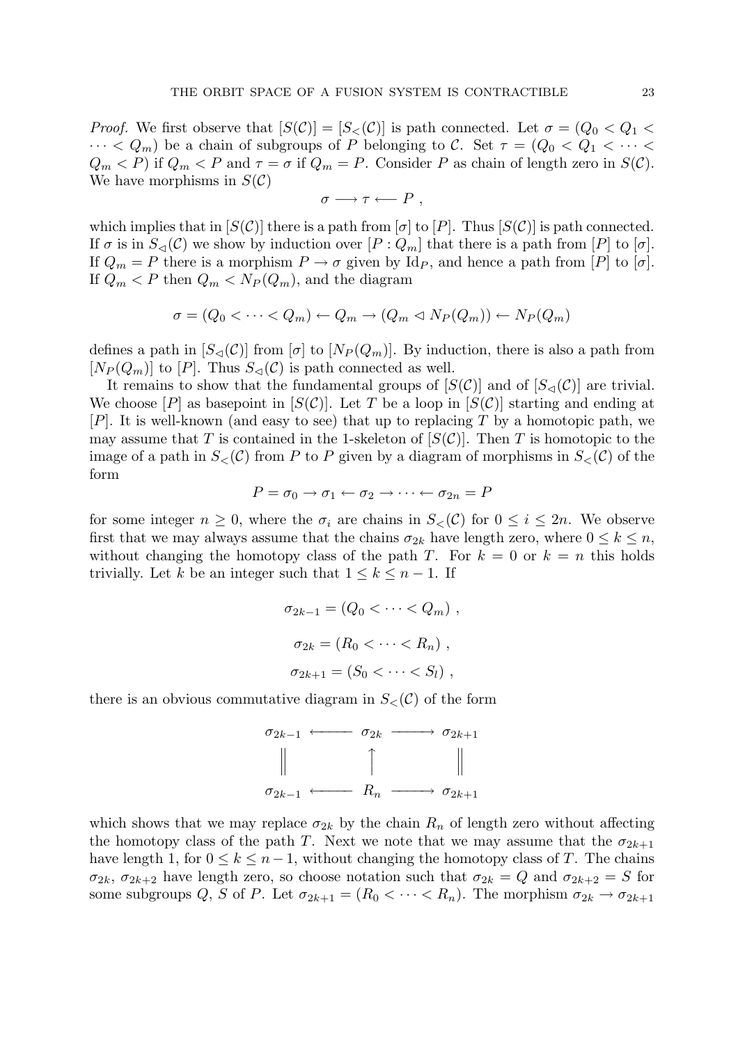*Proof.* We first observe that $[S(\mathcal{C})] = [S_<(\mathcal{C})]$ is path connected. Let $\sigma = (Q_0 < Q_1 < \cdots < Q_m)$ be a chain of subgroups of $P$ belonging to $\mathcal{C}$. Set $\tau = (Q_0 < Q_1 < \cdots < Q_m < P)$ if $Q_m < P$ and $\tau = \sigma$ if $Q_m = P$. Consider $P$ as chain of length zero in $S(\mathcal{C})$. We have morphisms in $S(\mathcal{C})$

$$\sigma \longrightarrow \tau \longleftarrow P \ ,$$

which implies that in $[S(\mathcal{C})]$ there is a path from $[\sigma]$ to $[P]$. Thus $[S(\mathcal{C})]$ is path connected. If $\sigma$ is in $S_\lhd(\mathcal{C})$ we show by induction over $[P : Q_m]$ that there is a path from $[P]$ to $[\sigma]$. If $Q_m = P$ there is a morphism $P \to \sigma$ given by $\mathrm{Id}_P$, and hence a path from $[P]$ to $[\sigma]$. If $Q_m < P$ then $Q_m < N_P(Q_m)$, and the diagram

$$\sigma = (Q_0 < \cdots < Q_m) \leftarrow Q_m \to (Q_m \lhd N_P(Q_m)) \leftarrow N_P(Q_m)$$

defines a path in $[S_\lhd(\mathcal{C})]$ from $[\sigma]$ to $[N_P(Q_m)]$. By induction, there is also a path from $[N_P(Q_m)]$ to $[P]$. Thus $S_\lhd(\mathcal{C})$ is path connected as well.

It remains to show that the fundamental groups of $[S(\mathcal{C})]$ and of $[S_\lhd(\mathcal{C})]$ are trivial. We choose $[P]$ as basepoint in $[S(\mathcal{C})]$. Let $T$ be a loop in $[S(\mathcal{C})]$ starting and ending at $[P]$. It is well-known (and easy to see) that up to replacing $T$ by a homotopic path, we may assume that $T$ is contained in the 1-skeleton of $[S(\mathcal{C})]$. Then $T$ is homotopic to the image of a path in $S_<(\mathcal{C})$ from $P$ to $P$ given by a diagram of morphisms in $S_<(\mathcal{C})$ of the form

$$P = \sigma_0 \to \sigma_1 \leftarrow \sigma_2 \to \cdots \leftarrow \sigma_{2n} = P$$

for some integer $n \geq 0$, where the $\sigma_i$ are chains in $S_<(\mathcal{C})$ for $0 \leq i \leq 2n$. We observe first that we may always assume that the chains $\sigma_{2k}$ have length zero, where $0 \leq k \leq n$, without changing the homotopy class of the path $T$. For $k = 0$ or $k = n$ this holds trivially. Let $k$ be an integer such that $1 \leq k \leq n-1$. If

$$\sigma_{2k-1} = (Q_0 < \cdots < Q_m) \ ,$$

$$\sigma_{2k} = (R_0 < \cdots < R_n) \ ,$$

$$\sigma_{2k+1} = (S_0 < \cdots < S_l) \ ,$$

there is an obvious commutative diagram in $S_<(\mathcal{C})$ of the form

$$\begin{array}{ccccc}
\sigma_{2k-1} & \longleftarrow & \sigma_{2k} & \longrightarrow & \sigma_{2k+1} \\
\| & & \uparrow & & \| \\
\sigma_{2k-1} & \longleftarrow & R_n & \longrightarrow & \sigma_{2k+1}
\end{array}$$

which shows that we may replace $\sigma_{2k}$ by the chain $R_n$ of length zero without affecting the homotopy class of the path $T$. Next we note that we may assume that the $\sigma_{2k+1}$ have length 1, for $0 \leq k \leq n-1$, without changing the homotopy class of $T$. The chains $\sigma_{2k}$, $\sigma_{2k+2}$ have length zero, so choose notation such that $\sigma_{2k} = Q$ and $\sigma_{2k+2} = S$ for some subgroups $Q$, $S$ of $P$. Let $\sigma_{2k+1} = (R_0 < \cdots < R_n)$. The morphism $\sigma_{2k} \to \sigma_{2k+1}$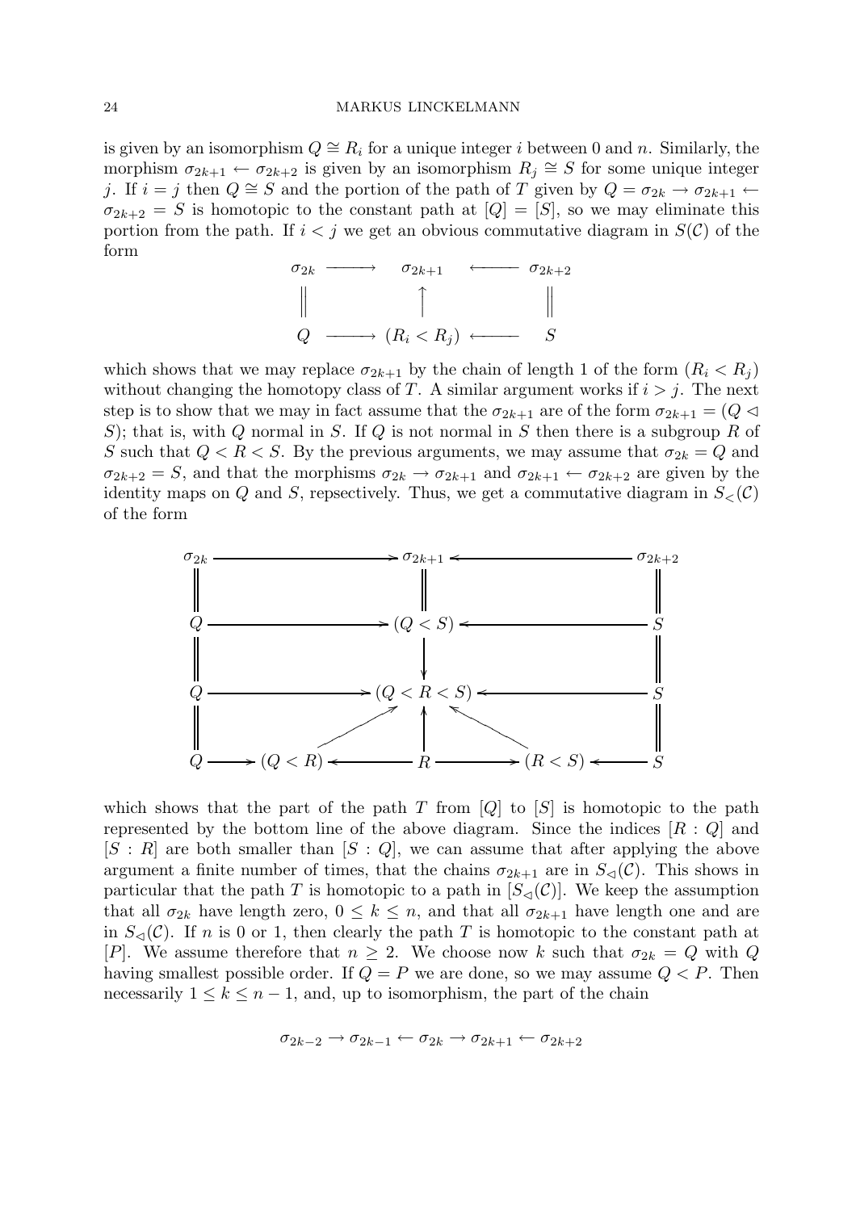is given by an isomorphism $Q \cong R_i$ for a unique integer $i$ between 0 and $n$. Similarly, the morphism $\sigma_{2k+1} \leftarrow \sigma_{2k+2}$ is given by an isomorphism $R_j \cong S$ for some unique integer $j$. If $i = j$ then $Q \cong S$ and the portion of the path of $T$ given by $Q = \sigma_{2k} \to \sigma_{2k+1} \leftarrow \sigma_{2k+2} = S$ is homotopic to the constant path at $[Q] = [S]$, so we may eliminate this portion from the path. If $i < j$ we get an obvious commutative diagram in $S(\mathcal{C})$ of the form

$$\begin{array}{ccccc}
\sigma_{2k} & \longrightarrow & \sigma_{2k+1} & \longleftarrow & \sigma_{2k+2} \\
\| & & \uparrow & & \| \\
Q & \longrightarrow & (R_i < R_j) & \longleftarrow & S
\end{array}$$

which shows that we may replace $\sigma_{2k+1}$ by the chain of length 1 of the form $(R_i < R_j)$ without changing the homotopy class of $T$. A similar argument works if $i > j$. The next step is to show that we may in fact assume that the $\sigma_{2k+1}$ are of the form $\sigma_{2k+1} = (Q \lhd S)$; that is, with $Q$ normal in $S$. If $Q$ is not normal in $S$ then there is a subgroup $R$ of $S$ such that $Q < R < S$. By the previous arguments, we may assume that $\sigma_{2k} = Q$ and $\sigma_{2k+2} = S$, and that the morphisms $\sigma_{2k} \to \sigma_{2k+1}$ and $\sigma_{2k+1} \leftarrow \sigma_{2k+2}$ are given by the identity maps on $Q$ and $S$, repsectively. Thus, we get a commutative diagram in $S_<(\mathcal{C})$ of the form

$$\begin{array}{ccccccccc}
\sigma_{2k} & & \longrightarrow & & \sigma_{2k+1} & & \longleftarrow & & \sigma_{2k+2} \\
\| & & & & \| & & & & \| \\
Q & & \longrightarrow & & (Q < S) & & \longleftarrow & & S \\
\| & & & & \downarrow & & & & \| \\
Q & & \longrightarrow & & (Q < R < S) & & \longleftarrow & & S \\
\| & & \nearrow & & \uparrow & & \nwarrow & & \| \\
Q & \longrightarrow & (Q < R) & \longleftarrow & R & \longrightarrow & (R < S) & \longleftarrow & S
\end{array}$$

which shows that the part of the path $T$ from $[Q]$ to $[S]$ is homotopic to the path represented by the bottom line of the above diagram. Since the indices $[R : Q]$ and $[S : R]$ are both smaller than $[S : Q]$, we can assume that after applying the above argument a finite number of times, that the chains $\sigma_{2k+1}$ are in $S_\lhd(\mathcal{C})$. This shows in particular that the path $T$ is homotopic to a path in $[S_\lhd(\mathcal{C})]$. We keep the assumption that all $\sigma_{2k}$ have length zero, $0 \leq k \leq n$, and that all $\sigma_{2k+1}$ have length one and are in $S_\lhd(\mathcal{C})$. If $n$ is 0 or 1, then clearly the path $T$ is homotopic to the constant path at $[P]$. We assume therefore that $n \geq 2$. We choose now $k$ such that $\sigma_{2k} = Q$ with $Q$ having smallest possible order. If $Q = P$ we are done, so we may assume $Q < P$. Then necessarily $1 \leq k \leq n-1$, and, up to isomorphism, the part of the chain

$$\sigma_{2k-2} \to \sigma_{2k-1} \leftarrow \sigma_{2k} \to \sigma_{2k+1} \leftarrow \sigma_{2k+2}$$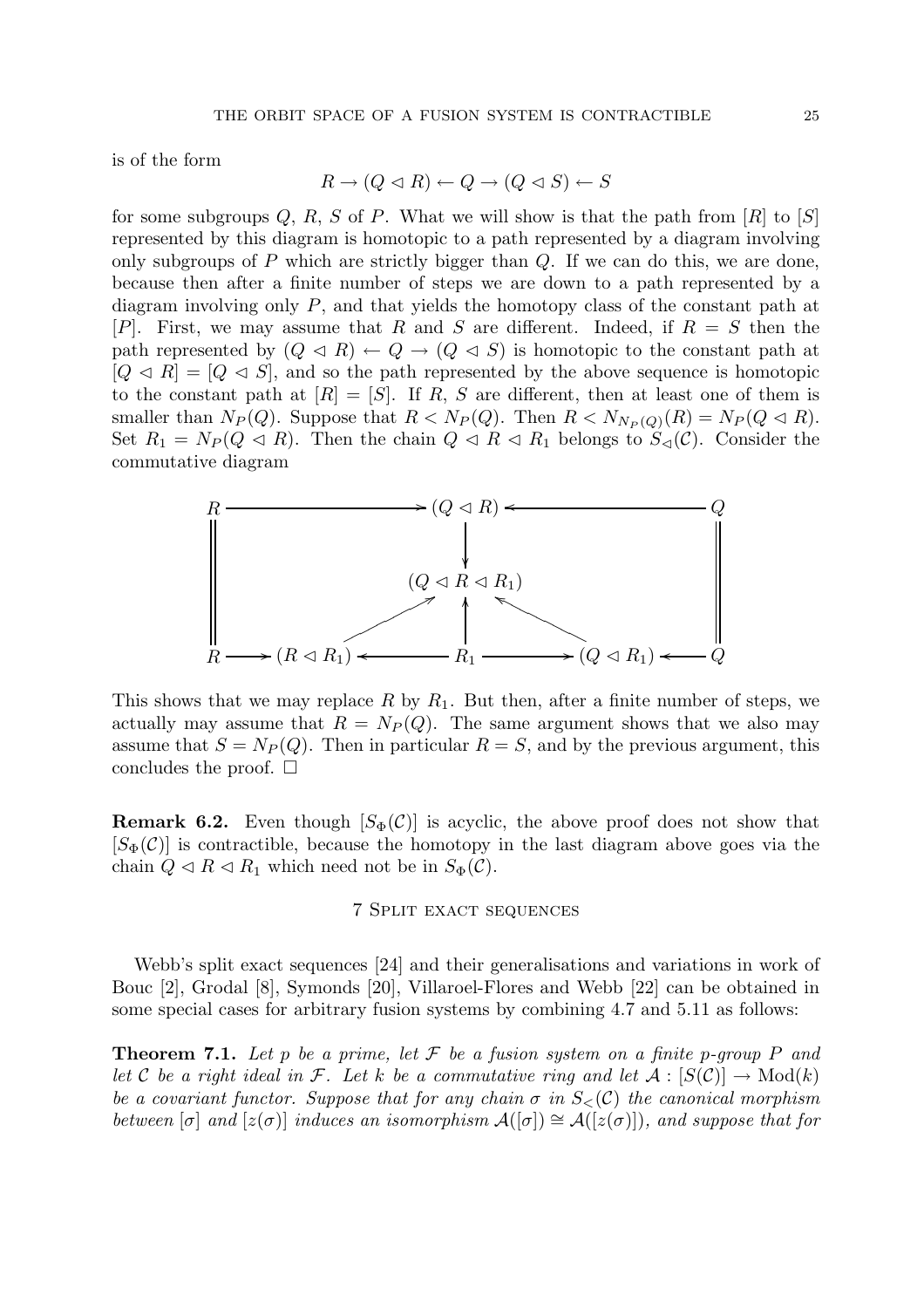is of the form

$$R \to (Q \lhd R) \leftarrow Q \to (Q \lhd S) \leftarrow S$$

for some subgroups $Q$, $R$, $S$ of $P$. What we will show is that the path from $[R]$ to $[S]$ represented by this diagram is homotopic to a path represented by a diagram involving only subgroups of $P$ which are strictly bigger than $Q$. If we can do this, we are done, because then after a finite number of steps we are down to a path represented by a diagram involving only $P$, and that yields the homotopy class of the constant path at $[P]$. First, we may assume that $R$ and $S$ are different. Indeed, if $R = S$ then the path represented by $(Q \lhd R) \leftarrow Q \to (Q \lhd S)$ is homotopic to the constant path at $[Q \lhd R] = [Q \lhd S]$, and so the path represented by the above sequence is homotopic to the constant path at $[R] = [S]$. If $R$, $S$ are different, then at least one of them is smaller than $N_P(Q)$. Suppose that $R < N_P(Q)$. Then $R < N_{N_P(Q)}(R) = N_P(Q \lhd R)$. Set $R_1 = N_P(Q \lhd R)$. Then the chain $Q \lhd R \lhd R_1$ belongs to $S_\lhd(\mathcal{C})$. Consider the commutative diagram

$$\begin{array}{ccccccc}
R & \longrightarrow & (Q \lhd R) & & \longleftarrow & & Q \\
\| & & \downarrow & & & & \| \\
\| & & (Q \lhd R \lhd R_1) & & & & \| \\
\| & \nearrow & \uparrow & \nwarrow & & & \| \\
R \longrightarrow (R \lhd R_1) & \longleftarrow & R_1 & \longrightarrow & (Q \lhd R_1) & \longleftarrow & Q
\end{array}$$

This shows that we may replace $R$ by $R_1$. But then, after a finite number of steps, we actually may assume that $R = N_P(Q)$. The same argument shows that we also may assume that $S = N_P(Q)$. Then in particular $R = S$, and by the previous argument, this concludes the proof. $\square$

**Remark 6.2.** Even though $[S_\Phi(\mathcal{C})]$ is acyclic, the above proof does not show that $[S_\Phi(\mathcal{C})]$ is contractible, because the homotopy in the last diagram above goes via the chain $Q \lhd R \lhd R_1$ which need not be in $S_\Phi(\mathcal{C})$.

## 7 Split exact sequences

Webb's split exact sequences [24] and their generalisations and variations in work of Bouc [2], Grodal [8], Symonds [20], Villaroel-Flores and Webb [22] can be obtained in some special cases for arbitrary fusion systems by combining 4.7 and 5.11 as follows:

**Theorem 7.1.** *Let $p$ be a prime, let $\mathcal{F}$ be a fusion system on a finite $p$-group $P$ and let $\mathcal{C}$ be a right ideal in $\mathcal{F}$. Let $k$ be a commutative ring and let $\mathcal{A} : [S(\mathcal{C})] \to \mathrm{Mod}(k)$ be a covariant functor. Suppose that for any chain $\sigma$ in $S_<(\mathcal{C})$ the canonical morphism between $[\sigma]$ and $[z(\sigma)]$ induces an isomorphism $\mathcal{A}([\sigma]) \cong \mathcal{A}([z(\sigma)])$, and suppose that for*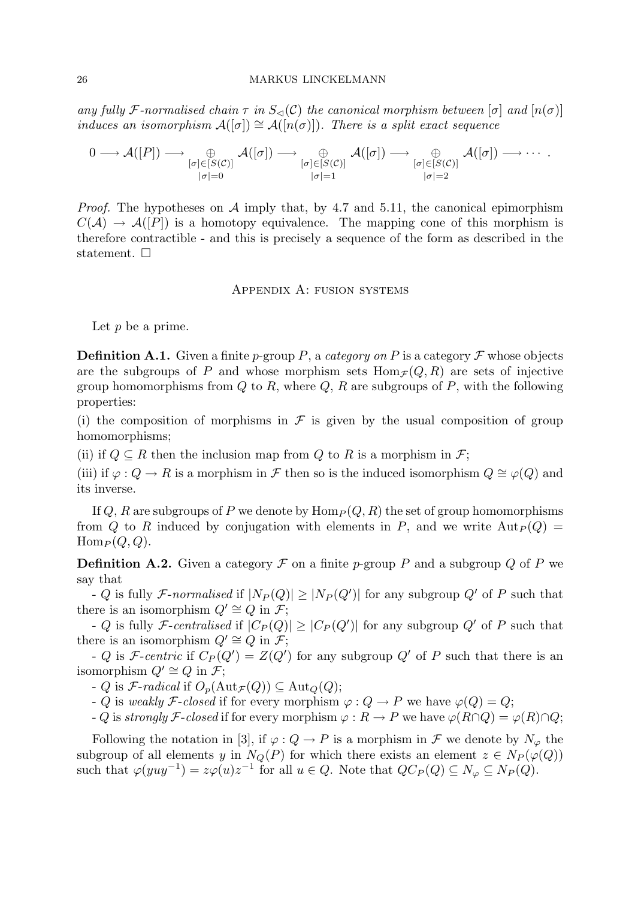*any fully $\mathcal{F}$-normalised chain $\tau$ in $S_{\lhd}(\mathcal{C})$ the canonical morphism between $[\sigma]$ and $[n(\sigma)]$ induces an isomorphism $\mathcal{A}([\sigma]) \cong \mathcal{A}([n(\sigma)])$. There is a split exact sequence*

$$0 \longrightarrow \mathcal{A}([P]) \longrightarrow \bigoplus_{\substack{[\sigma]\in[S(\mathcal{C})]\\ |\sigma|=0}} \mathcal{A}([\sigma]) \longrightarrow \bigoplus_{\substack{[\sigma]\in[S(\mathcal{C})]\\ |\sigma|=1}} \mathcal{A}([\sigma]) \longrightarrow \bigoplus_{\substack{[\sigma]\in[S(\mathcal{C})]\\ |\sigma|=2}} \mathcal{A}([\sigma]) \longrightarrow \cdots .$$

*Proof.* The hypotheses on $\mathcal{A}$ imply that, by 4.7 and 5.11, the canonical epimorphism $C(\mathcal{A}) \to \mathcal{A}([P])$ is a homotopy equivalence. The mapping cone of this morphism is therefore contractible - and this is precisely a sequence of the form as described in the statement. $\square$

## Appendix A: fusion systems

Let $p$ be a prime.

**Definition A.1.** Given a finite $p$-group $P$, a *category on* $P$ is a category $\mathcal{F}$ whose objects are the subgroups of $P$ and whose morphism sets $\mathrm{Hom}_{\mathcal{F}}(Q,R)$ are sets of injective group homomorphisms from $Q$ to $R$, where $Q$, $R$ are subgroups of $P$, with the following properties:

(i) the composition of morphisms in $\mathcal{F}$ is given by the usual composition of group homomorphisms;

(ii) if $Q \subseteq R$ then the inclusion map from $Q$ to $R$ is a morphism in $\mathcal{F}$;

(iii) if $\varphi : Q \to R$ is a morphism in $\mathcal{F}$ then so is the induced isomorphism $Q \cong \varphi(Q)$ and its inverse.

If $Q$, $R$ are subgroups of $P$ we denote by $\mathrm{Hom}_P(Q,R)$ the set of group homomorphisms from $Q$ to $R$ induced by conjugation with elements in $P$, and we write $\mathrm{Aut}_P(Q) = \mathrm{Hom}_P(Q,Q)$.

**Definition A.2.** Given a category $\mathcal{F}$ on a finite $p$-group $P$ and a subgroup $Q$ of $P$ we say that

- $Q$ is fully *$\mathcal{F}$-normalised* if $|N_P(Q)| \geq |N_P(Q')|$ for any subgroup $Q'$ of $P$ such that there is an isomorphism $Q' \cong Q$ in $\mathcal{F}$;

- $Q$ is fully *$\mathcal{F}$-centralised* if $|C_P(Q)| \geq |C_P(Q')|$ for any subgroup $Q'$ of $P$ such that there is an isomorphism $Q' \cong Q$ in $\mathcal{F}$;

- $Q$ is *$\mathcal{F}$-centric* if $C_P(Q') = Z(Q')$ for any subgroup $Q'$ of $P$ such that there is an isomorphism $Q' \cong Q$ in $\mathcal{F}$;

- $Q$ is *$\mathcal{F}$-radical* if $O_p(\mathrm{Aut}_{\mathcal{F}}(Q)) \subseteq \mathrm{Aut}_Q(Q)$;

- $Q$ is *weakly $\mathcal{F}$-closed* if for every morphism $\varphi : Q \to P$ we have $\varphi(Q) = Q$;

- $Q$ is *strongly $\mathcal{F}$-closed* if for every morphism $\varphi : R \to P$ we have $\varphi(R \cap Q) = \varphi(R) \cap Q$;

Following the notation in [3], if $\varphi : Q \to P$ is a morphism in $\mathcal{F}$ we denote by $N_\varphi$ the subgroup of all elements $y$ in $N_Q(P)$ for which there exists an element $z \in N_P(\varphi(Q))$ such that $\varphi(yuy^{-1}) = z\varphi(u)z^{-1}$ for all $u \in Q$. Note that $QC_P(Q) \subseteq N_\varphi \subseteq N_P(Q)$.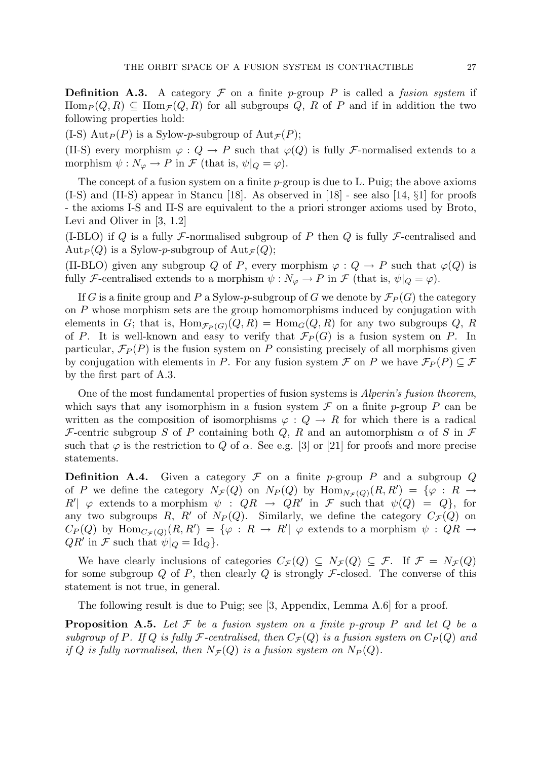**Definition A.3.** A category $\mathcal{F}$ on a finite $p$-group $P$ is called a *fusion system* if $\mathrm{Hom}_P(Q, R) \subseteq \mathrm{Hom}_{\mathcal{F}}(Q, R)$ for all subgroups $Q$, $R$ of $P$ and if in addition the two following properties hold:

(I-S) $\mathrm{Aut}_P(P)$ is a Sylow-$p$-subgroup of $\mathrm{Aut}_{\mathcal{F}}(P)$;

(II-S) every morphism $\varphi : Q \to P$ such that $\varphi(Q)$ is fully $\mathcal{F}$-normalised extends to a morphism $\psi : N_\varphi \to P$ in $\mathcal{F}$ (that is, $\psi|_Q = \varphi$).

The concept of a fusion system on a finite $p$-group is due to L. Puig; the above axioms (I-S) and (II-S) appear in Stancu [18]. As observed in [18] - see also [14, §1] for proofs - the axioms I-S and II-S are equivalent to the a priori stronger axioms used by Broto, Levi and Oliver in [3, 1.2]

(I-BLO) if $Q$ is a fully $\mathcal{F}$-normalised subgroup of $P$ then $Q$ is fully $\mathcal{F}$-centralised and $\mathrm{Aut}_P(Q)$ is a Sylow-$p$-subgroup of $\mathrm{Aut}_{\mathcal{F}}(Q)$;

(II-BLO) given any subgroup $Q$ of $P$, every morphism $\varphi : Q \to P$ such that $\varphi(Q)$ is fully $\mathcal{F}$-centralised extends to a morphism $\psi : N_\varphi \to P$ in $\mathcal{F}$ (that is, $\psi|_Q = \varphi$).

If $G$ is a finite group and $P$ a Sylow-$p$-subgroup of $G$ we denote by $\mathcal{F}_P(G)$ the category on $P$ whose morphism sets are the group homomorphisms induced by conjugation with elements in $G$; that is, $\mathrm{Hom}_{\mathcal{F}_P(G)}(Q, R) = \mathrm{Hom}_G(Q, R)$ for any two subgroups $Q$, $R$ of $P$. It is well-known and easy to verify that $\mathcal{F}_P(G)$ is a fusion system on $P$. In particular, $\mathcal{F}_P(P)$ is the fusion system on $P$ consisting precisely of all morphisms given by conjugation with elements in $P$. For any fusion system $\mathcal{F}$ on $P$ we have $\mathcal{F}_P(P) \subseteq \mathcal{F}$ by the first part of A.3.

One of the most fundamental properties of fusion systems is *Alperin's fusion theorem*, which says that any isomorphism in a fusion system $\mathcal{F}$ on a finite $p$-group $P$ can be written as the composition of isomorphisms $\varphi : Q \to R$ for which there is a radical $\mathcal{F}$-centric subgroup $S$ of $P$ containing both $Q$, $R$ and an automorphism $\alpha$ of $S$ in $\mathcal{F}$ such that $\varphi$ is the restriction to $Q$ of $\alpha$. See e.g. [3] or [21] for proofs and more precise statements.

**Definition A.4.** Given a category $\mathcal{F}$ on a finite $p$-group $P$ and a subgroup $Q$ of $P$ we define the category $N_{\mathcal{F}}(Q)$ on $N_P(Q)$ by $\mathrm{Hom}_{N_{\mathcal{F}}(Q)}(R, R') = \{\varphi : R \to R' |\ \varphi$ extends to a morphism $\psi : QR \to QR'$ in $\mathcal{F}$ such that $\psi(Q) = Q\}$, for any two subgroups $R$, $R'$ of $N_P(Q)$. Similarly, we define the category $C_{\mathcal{F}}(Q)$ on $C_P(Q)$ by $\mathrm{Hom}_{C_{\mathcal{F}}(Q)}(R, R') = \{\varphi : R \to R' |\ \varphi$ extends to a morphism $\psi : QR \to QR'$ in $\mathcal{F}$ such that $\psi|_Q = \mathrm{Id}_Q\}$.

We have clearly inclusions of categories $C_{\mathcal{F}}(Q) \subseteq N_{\mathcal{F}}(Q) \subseteq \mathcal{F}$. If $\mathcal{F} = N_{\mathcal{F}}(Q)$ for some subgroup $Q$ of $P$, then clearly $Q$ is strongly $\mathcal{F}$-closed. The converse of this statement is not true, in general.

The following result is due to Puig; see [3, Appendix, Lemma A.6] for a proof.

**Proposition A.5.** *Let $\mathcal{F}$ be a fusion system on a finite $p$-group $P$ and let $Q$ be a subgroup of $P$. If $Q$ is fully $\mathcal{F}$-centralised, then $C_{\mathcal{F}}(Q)$ is a fusion system on $C_P(Q)$ and if $Q$ is fully normalised, then $N_{\mathcal{F}}(Q)$ is a fusion system on $N_P(Q)$.*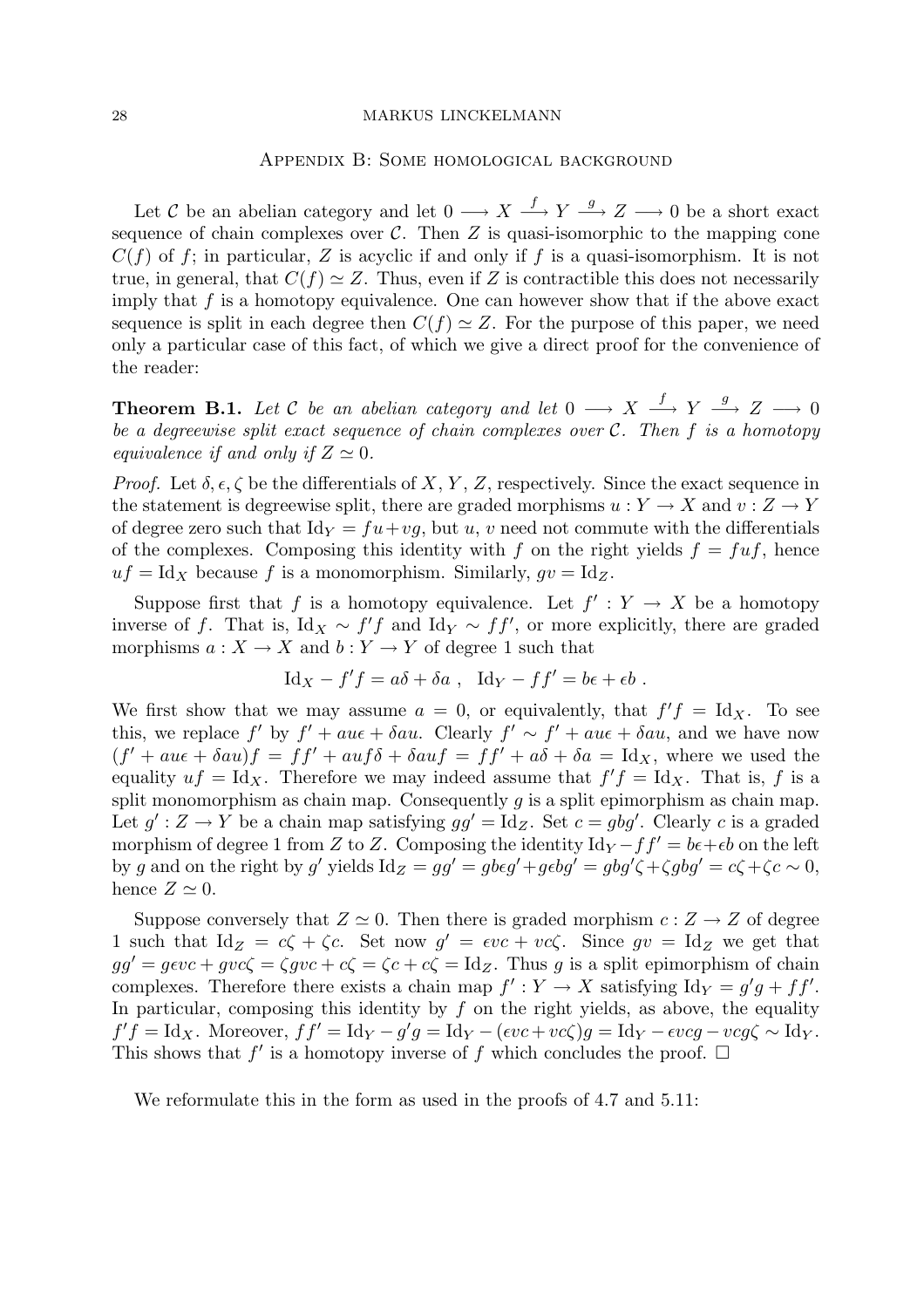## Appendix B: Some homological background

Let $\mathcal{C}$ be an abelian category and let $0 \longrightarrow X \xrightarrow{f} Y \xrightarrow{g} Z \longrightarrow 0$ be a short exact sequence of chain complexes over $\mathcal{C}$. Then $Z$ is quasi-isomorphic to the mapping cone $C(f)$ of $f$; in particular, $Z$ is acyclic if and only if $f$ is a quasi-isomorphism. It is not true, in general, that $C(f) \simeq Z$. Thus, even if $Z$ is contractible this does not necessarily imply that $f$ is a homotopy equivalence. One can however show that if the above exact sequence is split in each degree then $C(f) \simeq Z$. For the purpose of this paper, we need only a particular case of this fact, of which we give a direct proof for the convenience of the reader:

**Theorem B.1.** *Let $\mathcal{C}$ be an abelian category and let $0 \longrightarrow X \xrightarrow{f} Y \xrightarrow{g} Z \longrightarrow 0$ be a degreewise split exact sequence of chain complexes over $\mathcal{C}$. Then $f$ is a homotopy equivalence if and only if $Z \simeq 0$.*

*Proof.* Let $\delta, \epsilon, \zeta$ be the differentials of $X$, $Y$, $Z$, respectively. Since the exact sequence in the statement is degreewise split, there are graded morphisms $u : Y \to X$ and $v : Z \to Y$ of degree zero such that $\mathrm{Id}_Y = fu + vg$, but $u$, $v$ need not commute with the differentials of the complexes. Composing this identity with $f$ on the right yields $f = fuf$, hence $uf = \mathrm{Id}_X$ because $f$ is a monomorphism. Similarly, $gv = \mathrm{Id}_Z$.

Suppose first that $f$ is a homotopy equivalence. Let $f' : Y \to X$ be a homotopy inverse of $f$. That is, $\mathrm{Id}_X \sim f'f$ and $\mathrm{Id}_Y \sim ff'$, or more explicitly, there are graded morphisms $a : X \to X$ and $b : Y \to Y$ of degree 1 such that

$$\mathrm{Id}_X - f'f = a\delta + \delta a \ , \quad \mathrm{Id}_Y - ff' = b\epsilon + \epsilon b \ .$$

We first show that we may assume $a = 0$, or equivalently, that $f'f = \mathrm{Id}_X$. To see this, we replace $f'$ by $f' + au\epsilon + \delta au$. Clearly $f' \sim f' + au\epsilon + \delta au$, and we have now $(f' + au\epsilon + \delta au)f = ff' + auf\delta + \delta auf = ff' + a\delta + \delta a = \mathrm{Id}_X$, where we used the equality $uf = \mathrm{Id}_X$. Therefore we may indeed assume that $f'f = \mathrm{Id}_X$. That is, $f$ is a split monomorphism as chain map. Consequently $g$ is a split epimorphism as chain map. Let $g' : Z \to Y$ be a chain map satisfying $gg' = \mathrm{Id}_Z$. Set $c = gbg'$. Clearly $c$ is a graded morphism of degree 1 from $Z$ to $Z$. Composing the identity $\mathrm{Id}_Y - ff' = b\epsilon + \epsilon b$ on the left by $g$ and on the right by $g'$ yields $\mathrm{Id}_Z = gg' = gb\epsilon g' + g\epsilon bg' = gbg'\zeta + \zeta gbg' = c\zeta + \zeta c \sim 0$, hence $Z \simeq 0$.

Suppose conversely that $Z \simeq 0$. Then there is graded morphism $c : Z \to Z$ of degree 1 such that $\mathrm{Id}_Z = c\zeta + \zeta c$. Set now $g' = \epsilon vc + vc\zeta$. Since $gv = \mathrm{Id}_Z$ we get that $gg' = g\epsilon vc + gvc\zeta = \zeta gvc + c\zeta = \zeta c + c\zeta = \mathrm{Id}_Z$. Thus $g$ is a split epimorphism of chain complexes. Therefore there exists a chain map $f' : Y \to X$ satisfying $\mathrm{Id}_Y = g'g + ff'$. In particular, composing this identity by $f$ on the right yields, as above, the equality $f'f = \mathrm{Id}_X$. Moreover, $ff' = \mathrm{Id}_Y - g'g = \mathrm{Id}_Y - (\epsilon vc + vc\zeta)g = \mathrm{Id}_Y - \epsilon vcg - vcg\zeta \sim \mathrm{Id}_Y$. This shows that $f'$ is a homotopy inverse of $f$ which concludes the proof. $\square$

We reformulate this in the form as used in the proofs of 4.7 and 5.11: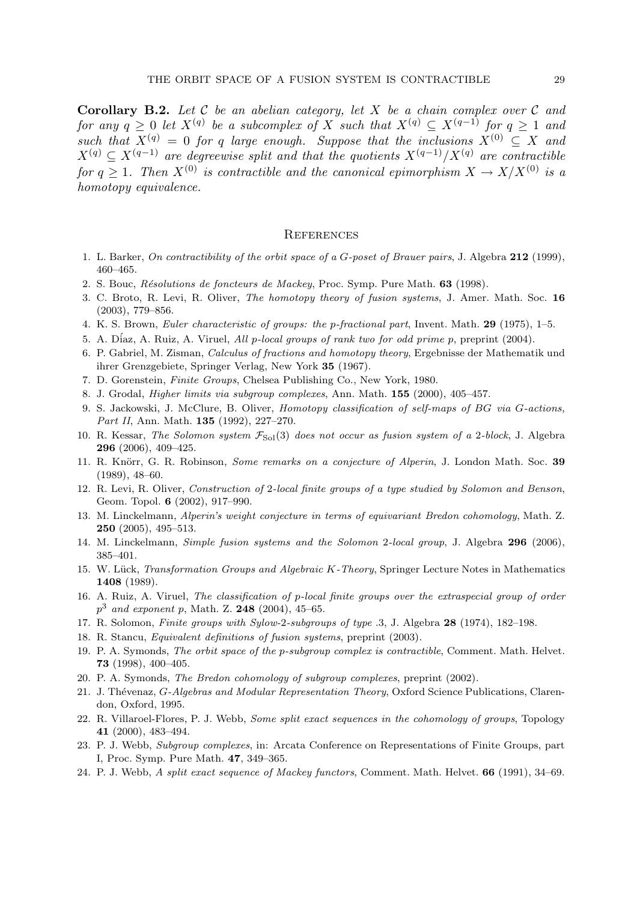**Corollary B.2.** *Let $\mathcal{C}$ be an abelian category, let $X$ be a chain complex over $\mathcal{C}$ and for any $q \geq 0$ let $X^{(q)}$ be a subcomplex of $X$ such that $X^{(q)} \subseteq X^{(q-1)}$ for $q \geq 1$ and such that $X^{(q)} = 0$ for $q$ large enough. Suppose that the inclusions $X^{(0)} \subseteq X$ and $X^{(q)} \subseteq X^{(q-1)}$ are degreewise split and that the quotients $X^{(q-1)}/X^{(q)}$ are contractible for $q \geq 1$. Then $X^{(0)}$ is contractible and the canonical epimorphism $X \to X/X^{(0)}$ is a homotopy equivalence.*

## References

1. L. Barker, *On contractibility of the orbit space of a G-poset of Brauer pairs*, J. Algebra **212** (1999), 460–465.
2. S. Bouc, *Résolutions de foncteurs de Mackey*, Proc. Symp. Pure Math. **63** (1998).
3. C. Broto, R. Levi, R. Oliver, *The homotopy theory of fusion systems*, J. Amer. Math. Soc. **16** (2003), 779–856.
4. K. S. Brown, *Euler characteristic of groups: the p-fractional part*, Invent. Math. **29** (1975), 1–5.
5. A. Díaz, A. Ruiz, A. Viruel, *All p-local groups of rank two for odd prime p*, preprint (2004).
6. P. Gabriel, M. Zisman, *Calculus of fractions and homotopy theory*, Ergebnisse der Mathematik und ihrer Grenzgebiete, Springer Verlag, New York **35** (1967).
7. D. Gorenstein, *Finite Groups*, Chelsea Publishing Co., New York, 1980.
8. J. Grodal, *Higher limits via subgroup complexes*, Ann. Math. **155** (2000), 405–457.
9. S. Jackowski, J. McClure, B. Oliver, *Homotopy classification of self-maps of BG via G-actions, Part II*, Ann. Math. **135** (1992), 227–270.
10. R. Kessar, *The Solomon system $\mathcal{F}_{\mathrm{Sol}}(3)$ does not occur as fusion system of a 2-block*, J. Algebra **296** (2006), 409–425.
11. R. Knörr, G. R. Robinson, *Some remarks on a conjecture of Alperin*, J. London Math. Soc. **39** (1989), 48–60.
12. R. Levi, R. Oliver, *Construction of 2-local finite groups of a type studied by Solomon and Benson*, Geom. Topol. **6** (2002), 917–990.
13. M. Linckelmann, *Alperin's weight conjecture in terms of equivariant Bredon cohomology*, Math. Z. **250** (2005), 495–513.
14. M. Linckelmann, *Simple fusion systems and the Solomon 2-local group*, J. Algebra **296** (2006), 385–401.
15. W. Lück, *Transformation Groups and Algebraic K-Theory*, Springer Lecture Notes in Mathematics **1408** (1989).
16. A. Ruiz, A. Viruel, *The classification of p-local finite groups over the extraspecial group of order $p^3$ and exponent p*, Math. Z. **248** (2004), 45–65.
17. R. Solomon, *Finite groups with Sylow-2-subgroups of type .3*, J. Algebra **28** (1974), 182–198.
18. R. Stancu, *Equivalent definitions of fusion systems*, preprint (2003).
19. P. A. Symonds, *The orbit space of the p-subgroup complex is contractible*, Comment. Math. Helvet. **73** (1998), 400–405.
20. P. A. Symonds, *The Bredon cohomology of subgroup complexes*, preprint (2002).
21. J. Thévenaz, *G-Algebras and Modular Representation Theory*, Oxford Science Publications, Clarendon, Oxford, 1995.
22. R. Villaroel-Flores, P. J. Webb, *Some split exact sequences in the cohomology of groups*, Topology **41** (2000), 483–494.
23. P. J. Webb, *Subgroup complexes*, in: Arcata Conference on Representations of Finite Groups, part I, Proc. Symp. Pure Math. **47**, 349–365.
24. P. J. Webb, *A split exact sequence of Mackey functors*, Comment. Math. Helvet. **66** (1991), 34–69.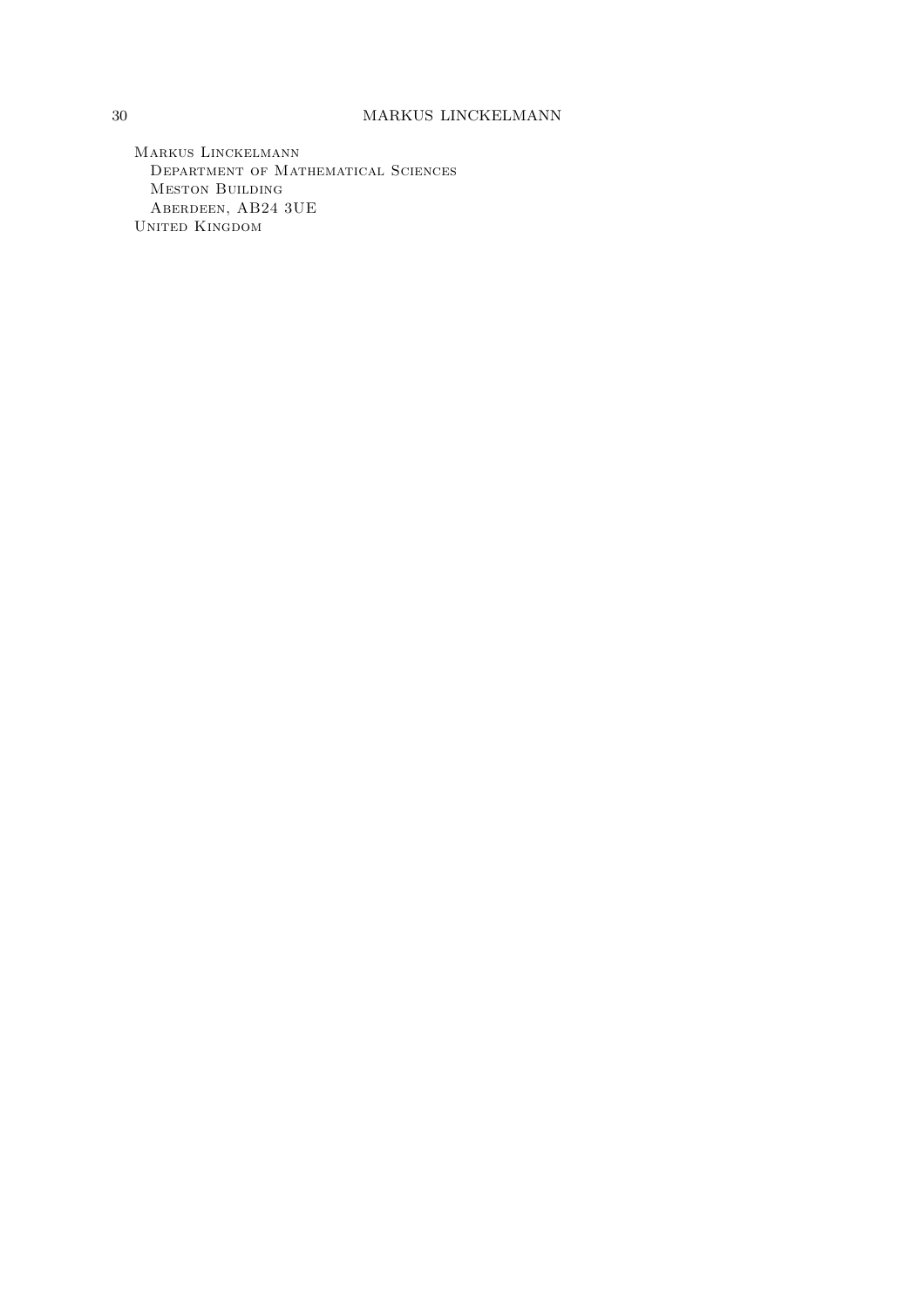Markus Linckelmann
Department of Mathematical Sciences
Meston Building
Aberdeen, AB24 3UE
United Kingdom